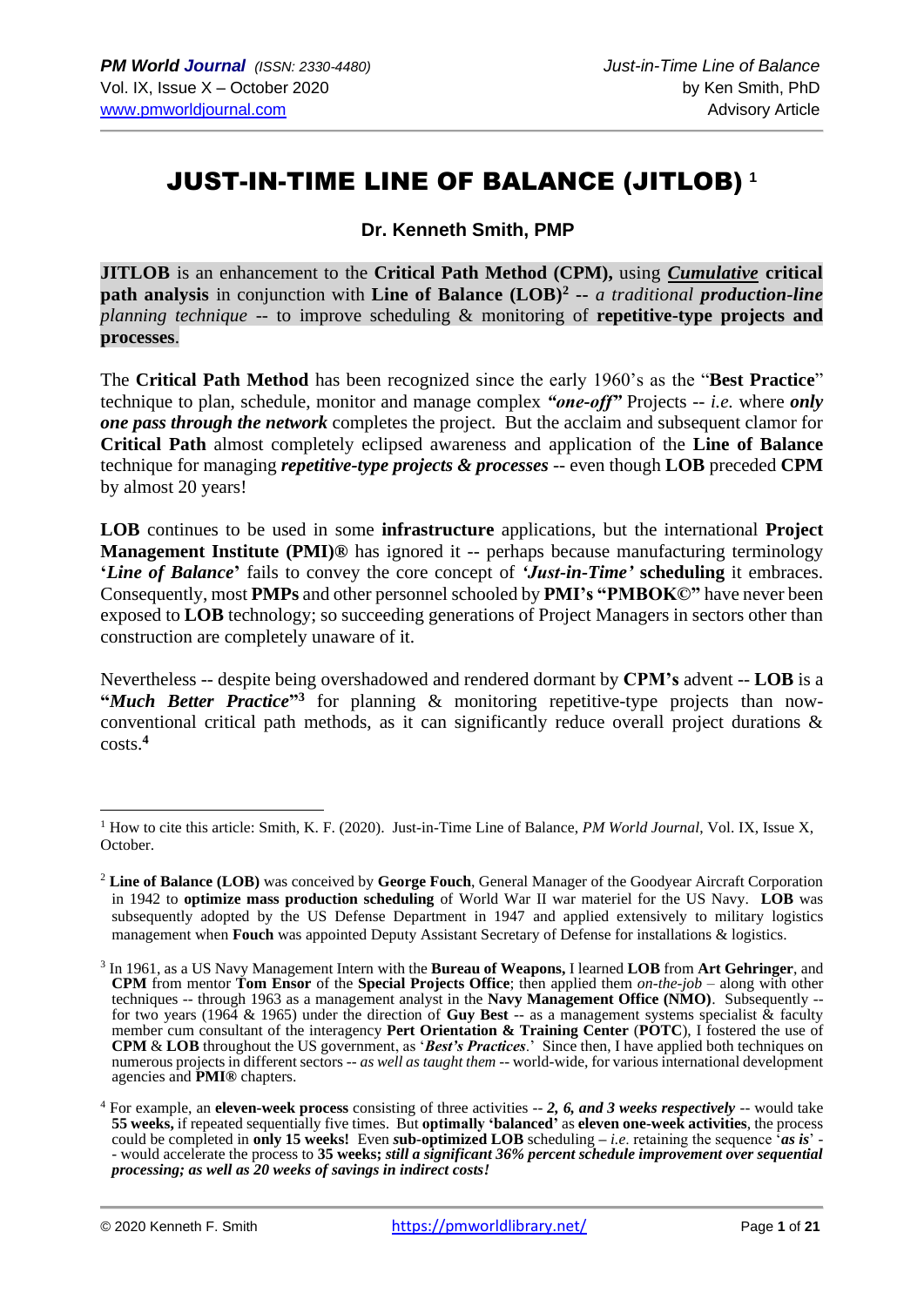# JUST-IN-TIME LINE OF BALANCE (JITLOB) [1]

**Dr. Kenneth Smith, PMP**

**JITLOB** is an enhancement to the **Critical Path Method (CPM),** using ***Cumulative*** **critical path analysis** in conjunction with **Line of Balance (LOB)**[2] **--** *a traditional* ***production-line*** *planning technique* -- to improve scheduling & monitoring of **repetitive-type projects and processes**.

The **Critical Path Method** has been recognized since the early 1960's as the "**Best Practice**" technique to plan, schedule, monitor and manage complex ***"one-off"*** Projects -- *i.e.* where ***only one pass through the network*** completes the project. But the acclaim and subsequent clamor for **Critical Path** almost completely eclipsed awareness and application of the **Line of Balance** technique for managing ***repetitive-type projects & processes*** -- even though **LOB** preceded **CPM** by almost 20 years!

**LOB** continues to be used in some **infrastructure** applications, but the international **Project Management Institute (PMI)®** has ignored it -- perhaps because manufacturing terminology **'*Line of Balance*'** fails to convey the core concept of ***'Just-in-Time'*** **scheduling** it embraces. Consequently, most **PMPs** and other personnel schooled by **PMI's "PMBOK©"** have never been exposed to **LOB** technology; so succeeding generations of Project Managers in sectors other than construction are completely unaware of it.

Nevertheless -- despite being overshadowed and rendered dormant by **CPM's** advent -- **LOB** is a **"*Much Better Practice*"**[3] for planning & monitoring repetitive-type projects than now-conventional critical path methods, as it can significantly reduce overall project durations & costs.[4]

---

[1] How to cite this article: Smith, K. F. (2020). Just-in-Time Line of Balance, *PM World Journal*, Vol. IX, Issue X, October.

[2] **Line of Balance (LOB)** was conceived by **George Fouch**, General Manager of the Goodyear Aircraft Corporation in 1942 to **optimize mass production scheduling** of World War II war materiel for the US Navy. **LOB** was subsequently adopted by the US Defense Department in 1947 and applied extensively to military logistics management when **Fouch** was appointed Deputy Assistant Secretary of Defense for installations & logistics.

[3] In 1961, as a US Navy Management Intern with the **Bureau of Weapons,** I learned **LOB** from **Art Gehringer**, and **CPM** from mentor **Tom Ensor** of the **Special Projects Office**; then applied them *on-the-job* – along with other techniques -- through 1963 as a management analyst in the **Navy Management Office (NMO)**. Subsequently -- for two years (1964 & 1965) under the direction of **Guy Best** -- as a management systems specialist & faculty member cum consultant of the interagency **Pert Orientation & Training Center** (**POTC**), I fostered the use of **CPM** & **LOB** throughout the US government, as '***Best's Practices***.' Since then, I have applied both techniques on numerous projects in different sectors -- *as well as taught them* -- world-wide, for various international development agencies and **PMI®** chapters.

[4] For example, an **eleven-week process** consisting of three activities -- ***2, 6, and 3 weeks respectively*** -- would take **55 weeks,** if repeated sequentially five times. But **optimally 'balanced'** as **eleven one-week activities**, the process could be completed in **only 15 weeks!** Even ***s*ub-optimized LOB** scheduling – *i.e.* retaining the sequence '***as is***' -- would accelerate the process to **35 weeks;** ***still a significant 36% percent schedule improvement over sequential processing; as well as 20 weeks of savings in indirect costs!***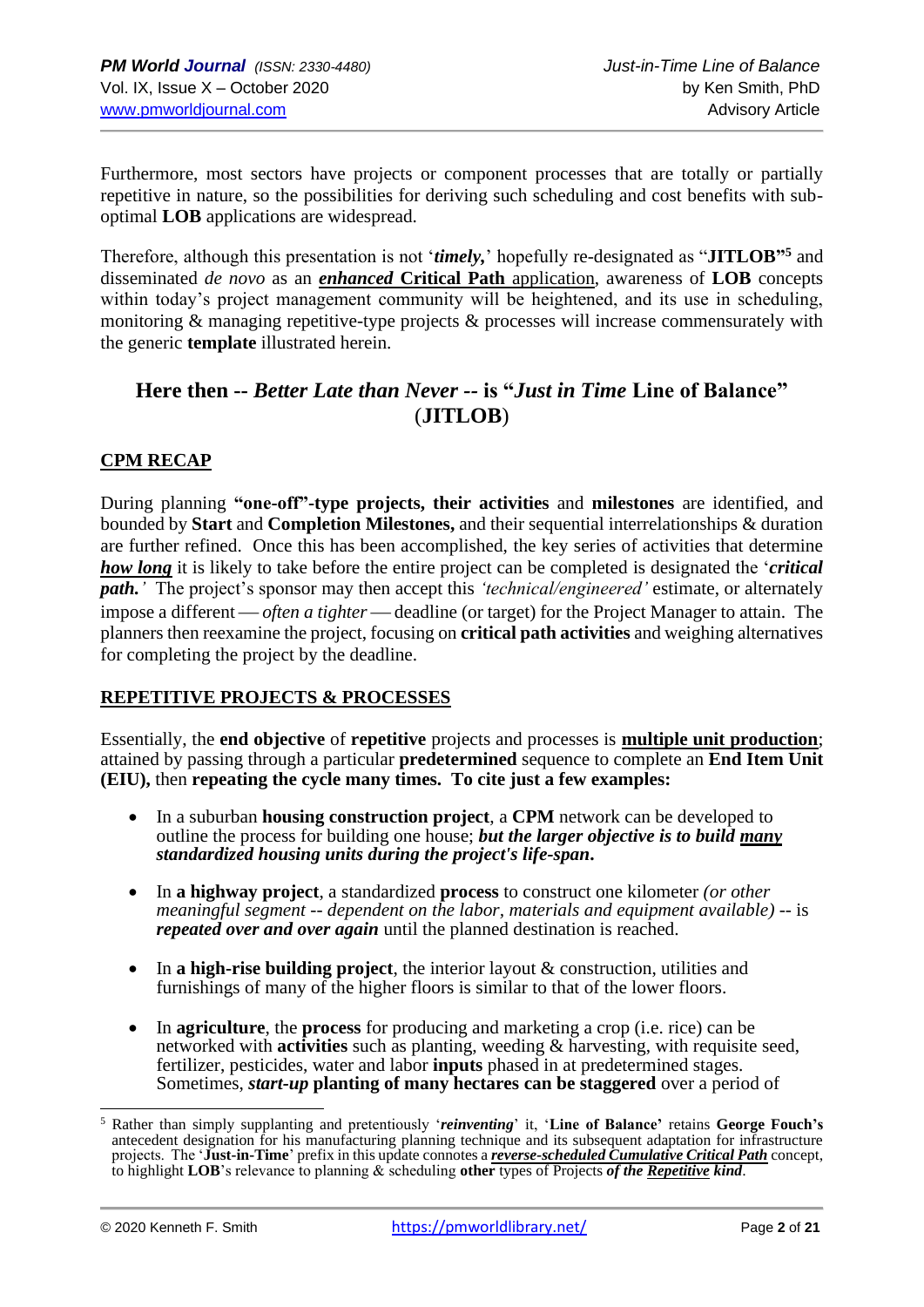Furthermore, most sectors have projects or component processes that are totally or partially repetitive in nature, so the possibilities for deriving such scheduling and cost benefits with sub-optimal **LOB** applications are widespread.

Therefore, although this presentation is not '***timely,***' hopefully re-designated as "**JITLOB**"[5] and disseminated *de novo* as an ***enhanced*** **Critical Path** application, awareness of **LOB** concepts within today's project management community will be heightened, and its use in scheduling, monitoring & managing repetitive-type projects & processes will increase commensurately with the generic **template** illustrated herein.

## Here then -- *Better Late than Never* -- is "*Just in Time* Line of Balance" (JITLOB)

### CPM RECAP

During planning **"one-off"-type projects, their activities** and **milestones** are identified, and bounded by **Start** and **Completion Milestones,** and their sequential interrelationships & duration are further refined. Once this has been accomplished, the key series of activities that determine ***how long*** it is likely to take before the entire project can be completed is designated the '***critical path.***' The project's sponsor may then accept this *'technical/engineered'* estimate, or alternately impose a different — *often a tighter* — deadline (or target) for the Project Manager to attain. The planners then reexamine the project, focusing on **critical path activities** and weighing alternatives for completing the project by the deadline.

### REPETITIVE PROJECTS & PROCESSES

Essentially, the **end objective** of **repetitive** projects and processes is **multiple unit production**; attained by passing through a particular **predetermined** sequence to complete an **End Item Unit (EIU),** then **repeating the cycle many times. To cite just a few examples:**

- In a suburban **housing construction project**, a **CPM** network can be developed to outline the process for building one house; ***but the larger objective is to build many standardized housing units during the project's life-span.***
- In **a highway project**, a standardized **process** to construct one kilometer *(or other meaningful segment -- dependent on the labor, materials and equipment available)* -- is ***repeated over and over again*** until the planned destination is reached.
- In **a high-rise building project**, the interior layout & construction, utilities and furnishings of many of the higher floors is similar to that of the lower floors.
- In **agriculture**, the **process** for producing and marketing a crop (i.e. rice) can be networked with **activities** such as planting, weeding & harvesting, with requisite seed, fertilizer, pesticides, water and labor **inputs** phased in at predetermined stages. Sometimes, ***start-up*** **planting of many hectares can be staggered** over a period of

---

[5] Rather than simply supplanting and pretentiously '***reinventing***' it, '**Line of Balance'** retains **George Fouch's** antecedent designation for his manufacturing planning technique and its subsequent adaptation for infrastructure projects. The '**Just-in-Time**' prefix in this update connotes a ***reverse-scheduled Cumulative Critical Path*** concept, to highlight **LOB**'s relevance to planning & scheduling **other** types of Projects ***of the Repetitive kind***.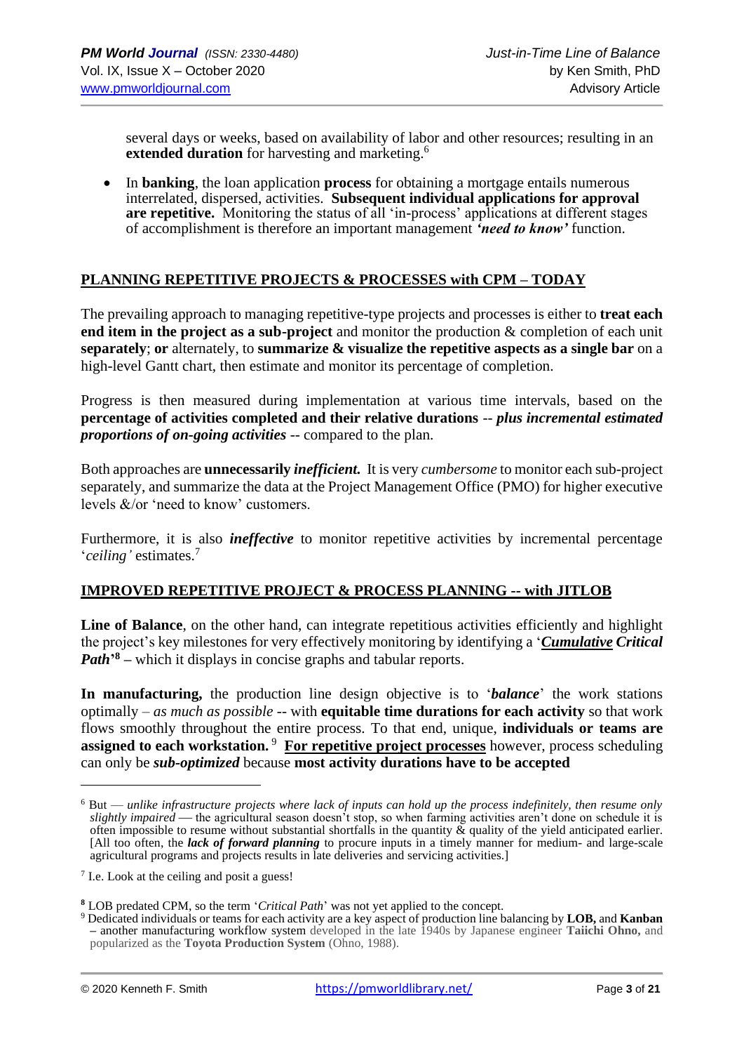several days or weeks, based on availability of labor and other resources; resulting in an **extended duration** for harvesting and marketing.[6]

- In **banking**, the loan application **process** for obtaining a mortgage entails numerous interrelated, dispersed, activities. **Subsequent individual applications for approval are repetitive.** Monitoring the status of all 'in-process' applications at different stages of accomplishment is therefore an important management ***'need to know'*** function.

## PLANNING REPETITIVE PROJECTS & PROCESSES with CPM – TODAY

The prevailing approach to managing repetitive-type projects and processes is either to **treat each end item in the project as a sub-project** and monitor the production & completion of each unit **separately**; **or** alternately, to **summarize & visualize the repetitive aspects as a single bar** on a high-level Gantt chart, then estimate and monitor its percentage of completion.

Progress is then measured during implementation at various time intervals, based on the **percentage of activities completed and their relative durations** -- ***plus incremental estimated proportions of on-going activities*** -- compared to the plan.

Both approaches are **unnecessarily *inefficient.*** It is very *cumbersome* to monitor each sub-project separately, and summarize the data at the Project Management Office (PMO) for higher executive levels &/or 'need to know' customers.

Furthermore, it is also ***ineffective*** to monitor repetitive activities by incremental percentage '*ceiling'* estimates.[7]

## IMPROVED REPETITIVE PROJECT & PROCESS PLANNING -- with JITLOB

**Line of Balance**, on the other hand, can integrate repetitious activities efficiently and highlight the project's key milestones for very effectively monitoring by identifying a '***Cumulative Critical Path***'[8] **–** which it displays in concise graphs and tabular reports.

**In manufacturing,** the production line design objective is to '***balance***' the work stations optimally – *as much as possible* -- with **equitable time durations for each activity** so that work flows smoothly throughout the entire process. To that end, unique, **individuals or teams are assigned to each workstation.** [9] **For repetitive project processes** however, process scheduling can only be ***sub-optimized*** because **most activity durations have to be accepted**

---

[6] But — *unlike infrastructure projects where lack of inputs can hold up the process indefinitely, then resume only slightly impaired* — the agricultural season doesn't stop, so when farming activities aren't done on schedule it is often impossible to resume without substantial shortfalls in the quantity & quality of the yield anticipated earlier. [All too often, the ***lack of forward planning*** to procure inputs in a timely manner for medium- and large-scale agricultural programs and projects results in late deliveries and servicing activities.]

[7] I.e. Look at the ceiling and posit a guess!

[8] LOB predated CPM, so the term '*Critical Path*' was not yet applied to the concept.

[9] Dedicated individuals or teams for each activity are a key aspect of production line balancing by **LOB,** and **Kanban** – another manufacturing workflow system developed in the late 1940s by Japanese engineer **Taiichi Ohno,** and popularized as the **Toyota Production System** (Ohno, 1988).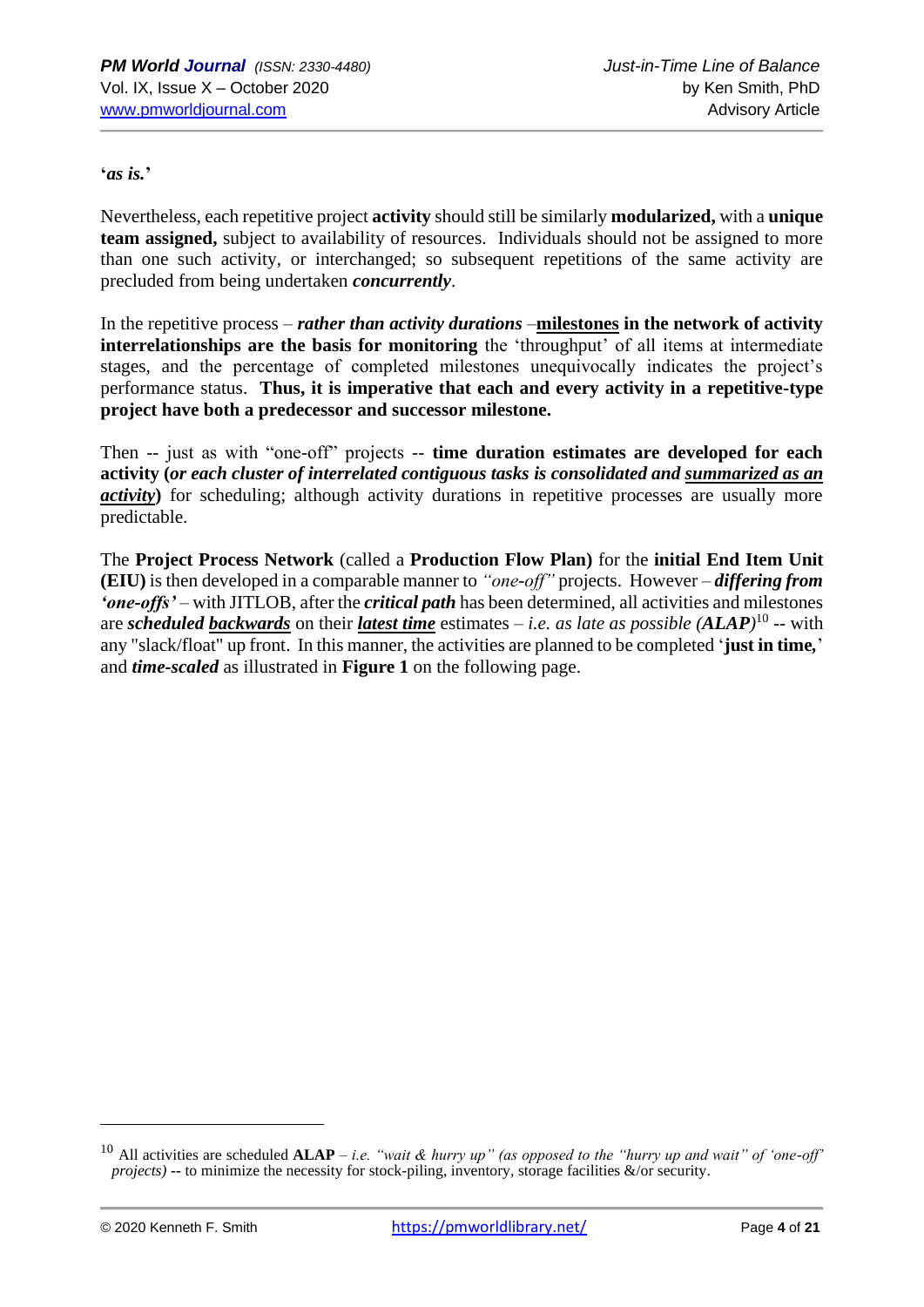'***as is.***'

Nevertheless, each repetitive project **activity** should still be similarly **modularized,** with a **unique team assigned,** subject to availability of resources. Individuals should not be assigned to more than one such activity, or interchanged; so subsequent repetitions of the same activity are precluded from being undertaken ***concurrently***.

In the repetitive process – ***rather than activity durations*** –**milestones in the network of activity interrelationships are the basis for monitoring** the 'throughput' of all items at intermediate stages, and the percentage of completed milestones unequivocally indicates the project's performance status. **Thus, it is imperative that each and every activity in a repetitive-type project have both a predecessor and successor milestone.**

Then -- just as with "one-off" projects -- **time duration estimates are developed for each activity (*or each cluster of interrelated contiguous tasks is consolidated and summarized as an activity*)** for scheduling; although activity durations in repetitive processes are usually more predictable.

The **Project Process Network** (called a **Production Flow Plan)** for the **initial End Item Unit (EIU)** is then developed in a comparable manner to *"one-off"* projects. However – ***differing from 'one-offs'*** – with JITLOB, after the ***critical path*** has been determined, all activities and milestones are ***scheduled backwards*** on their ***latest time*** estimates – *i.e. as late as possible (**ALAP**)*[10] -- with any "slack/float" up front. In this manner, the activities are planned to be completed '**just in time,**' and ***time-scaled*** as illustrated in **Figure 1** on the following page.

---

[10] All activities are scheduled **ALAP** – *i.e. "wait & hurry up" (as opposed to the "hurry up and wait" of 'one-off' projects)* -- to minimize the necessity for stock-piling, inventory, storage facilities &/or security.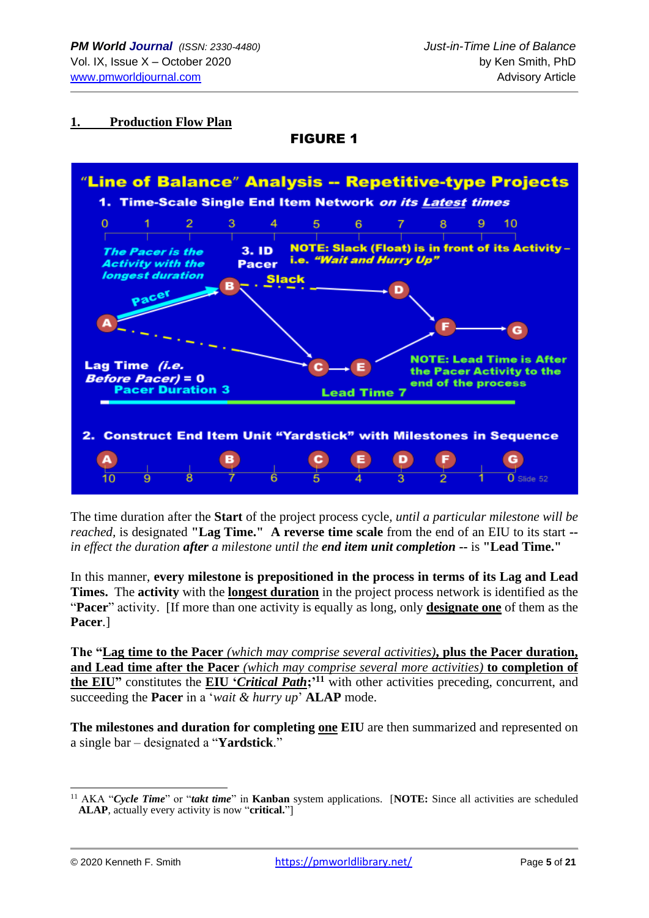## 1. Production Flow Plan

**FIGURE 1**

"Line of Balance" Analysis -- Repetitive-type Projects

1. Time-Scale Single End Item Network *on its Latest times*

0 1 2 3 4 5 6 7 8 9 10

*The Pacer is the Activity with the longest duration*

3. ID Pacer

NOTE: Slack (Float) is in front of its Activity – i.e. *"Wait and Hurry Up"*

Slack

Pacer

A B C D E F G

Lag Time *(i.e. Before Pacer)* = 0

Pacer Duration 3

Lead Time 7

NOTE: Lead Time is After the Pacer Activity to the end of the process

2. Construct End Item Unit "Yardstick" with Milestones in Sequence

A B C E D F G

10 9 8 7 6 5 4 3 2 1 0

Slide 52

The time duration after the **Start** of the project process cycle, *until a particular milestone will be reached,* is designated **"Lag Time." A reverse time scale** from the end of an EIU to its start -- *in effect the duration **after** a milestone until the **end item unit completion*** -- is **"Lead Time."**

In this manner, **every milestone is prepositioned in the process in terms of its Lag and Lead Times.** The **activity** with the **longest duration** in the project process network is identified as the "**Pacer**" activity. [If more than one activity is equally as long, only **designate one** of them as the **Pacer**.]

**The "Lag time to the Pacer** *(which may comprise several activities)***, plus the Pacer duration, and Lead time after the Pacer** *(which may comprise several more activities)* **to completion of the EIU"** constitutes the **EIU '*Critical Path*;'**[11] with other activities preceding, concurrent, and succeeding the **Pacer** in a '*wait & hurry up*' **ALAP** mode.

**The milestones and duration for completing one EIU** are then summarized and represented on a single bar – designated a "**Yardstick**."

---

[11] AKA "***Cycle Time***" or "***takt time***" in **Kanban** system applications. [**NOTE:** Since all activities are scheduled **ALAP**, actually every activity is now "**critical.**"]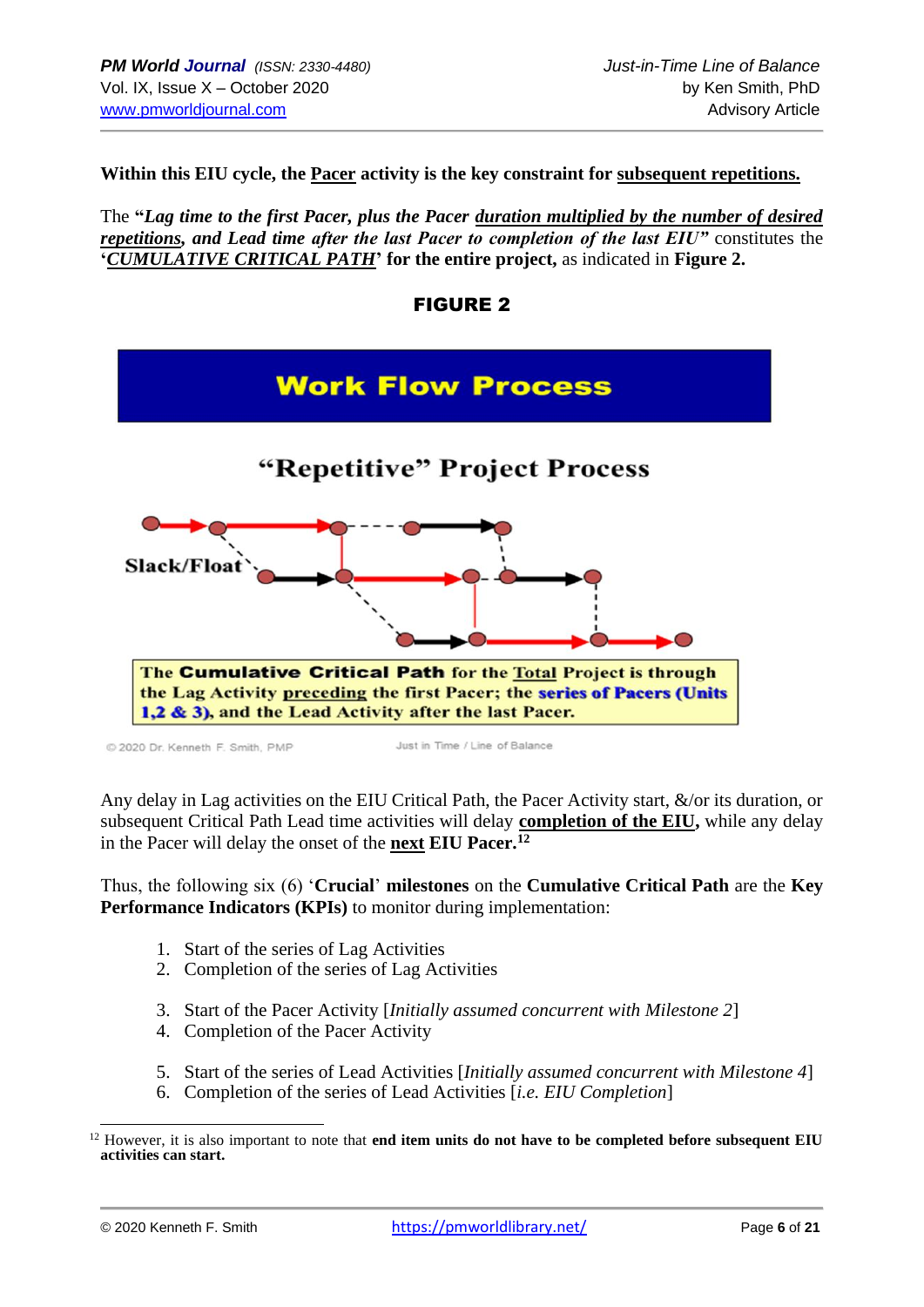**Within this EIU cycle, the <u>Pacer</u> activity is the key constraint for <u>subsequent repetitions.</u>**

The **"*Lag time to the first Pacer, plus the Pacer <u>duration multiplied by the number of desired repetitions</u>, and Lead time after the last Pacer to completion of the last EIU*"** constitutes the '***<u>CUMULATIVE CRITICAL PATH</u>*' for the entire project,** as indicated in **Figure 2.**

**FIGURE 2**

**Work Flow Process**

**"Repetitive" Project Process**

Slack/Float

**The Cumulative Critical Path for the <u>Total</u> Project is through the Lag Activity <u>preceding</u> the first Pacer; the series of Pacers (Units 1,2 & 3), and the Lead Activity after the last Pacer.**

© 2020 Dr. Kenneth F. Smith, PMP    Just in Time / Line of Balance

Any delay in Lag activities on the EIU Critical Path, the Pacer Activity start, &/or its duration, or subsequent Critical Path Lead time activities will delay **<u>completion of the EIU</u>,** while any delay in the Pacer will delay the onset of the **<u>next</u> EIU Pacer.**[12]

Thus, the following six (6) '**Crucial**' **milestones** on the **Cumulative Critical Path** are the **Key Performance Indicators (KPIs)** to monitor during implementation:

1. Start of the series of Lag Activities
2. Completion of the series of Lag Activities

3. Start of the Pacer Activity [*Initially assumed concurrent with Milestone 2*]
4. Completion of the Pacer Activity

5. Start of the series of Lead Activities [*Initially assumed concurrent with Milestone 4*]
6. Completion of the series of Lead Activities [*i.e. EIU Completion*]

---

[12] However, it is also important to note that **end item units do not have to be completed before subsequent EIU activities can start.**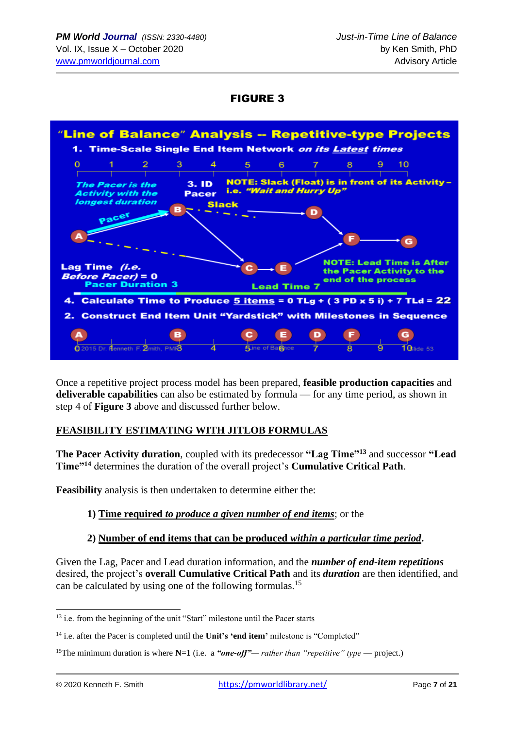**FIGURE 3**

"Line of Balance" Analysis -- Repetitive-type Projects

1. Time-Scale Single End Item Network *on its Latest times*

0 1 2 3 4 5 6 7 8 9 10

*The Pacer is the Activity with the longest duration*

3. ID Pacer

NOTE: Slack (Float) is in front of its Activity – i.e. *"Wait and Hurry Up"*

Slack

Pacer

A B C D E F G

Lag Time *(i.e. Before Pacer)* = 0

Pacer Duration 3

Lead Time 7

NOTE: Lead Time is After the Pacer Activity to the end of the process

4. Calculate Time to Produce 5 items = 0 TLg + ( 3 PD x 5 i) + 7 TLd = 22

2. Construct End Item Unit "Yardstick" with Milestones in Sequence

A 0, B 3, C 5, E 6, D 7, F 8, 9, G 10

©2015 Dr. Kenneth F. Smith, PMP — Line of Balance — Slide 53

Once a repetitive project process model has been prepared, **feasible production capacities** and **deliverable capabilities** can also be estimated by formula — for any time period, as shown in step 4 of **Figure 3** above and discussed further below.

## FEASIBILITY ESTIMATING WITH JITLOB FORMULAS

**The Pacer Activity duration**, coupled with its predecessor **"Lag Time"**[13] and successor **"Lead Time"**[14] determines the duration of the overall project's **Cumulative Critical Path**.

**Feasibility** analysis is then undertaken to determine either the:

1) **Time required** ***to produce a given number of end items***; or the

2) **Number of end items that can be produced** ***within a particular time period***.

Given the Lag, Pacer and Lead duration information, and the ***number of end-item repetitions*** desired, the project's **overall Cumulative Critical Path** and its ***duration*** are then identified, and can be calculated by using one of the following formulas.[15]

---

[13] i.e. from the beginning of the unit "Start" milestone until the Pacer starts

[14] i.e. after the Pacer is completed until the **Unit's 'end item'** milestone is "Completed"

[15] The minimum duration is where **N=1** (i.e. a ***"one-off"***— *rather than "repetitive" type* — project.)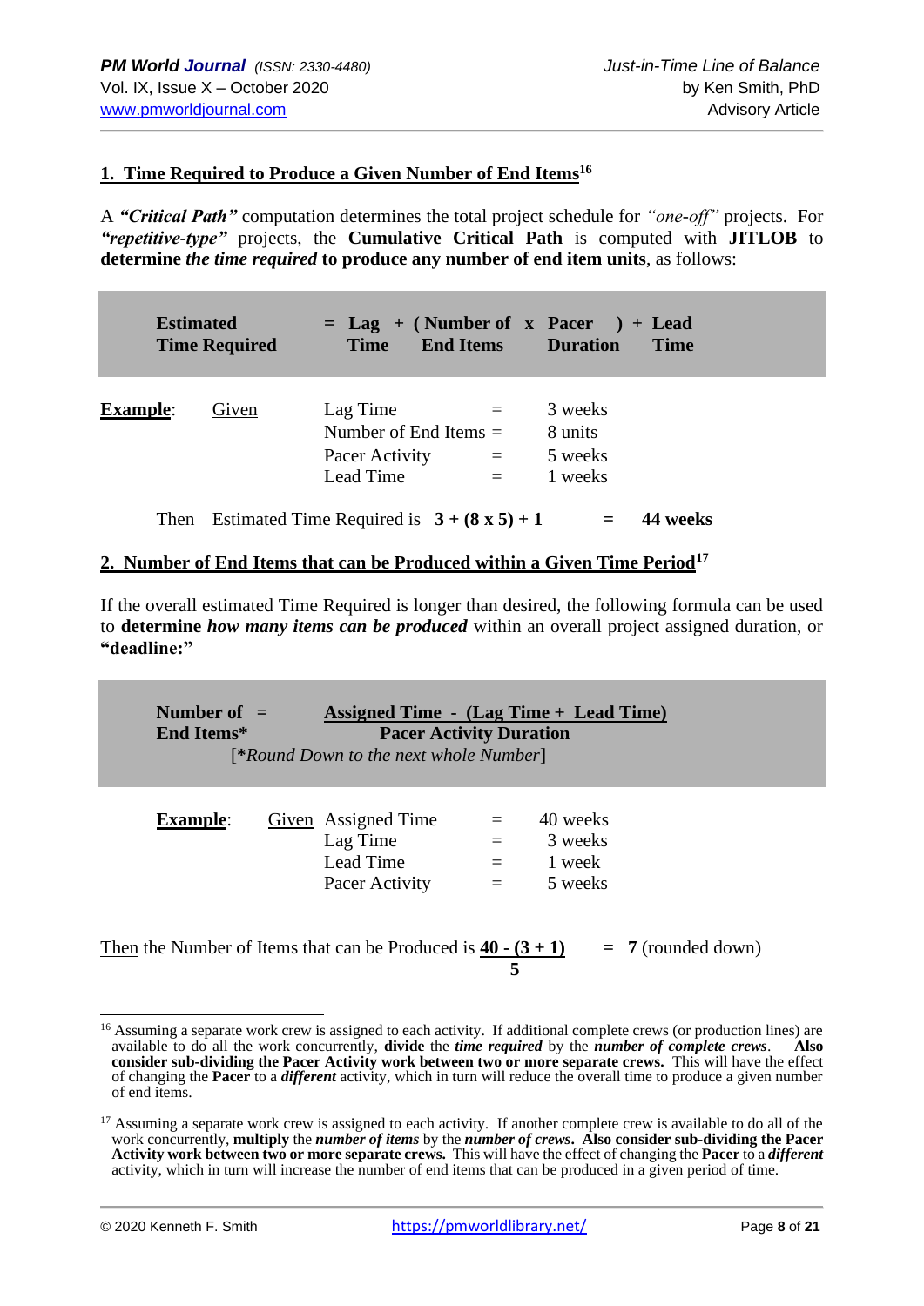## 1. Time Required to Produce a Given Number of End Items[16]

A ***"Critical Path"*** computation determines the total project schedule for *"one-off"* projects. For ***"repetitive-type"*** projects, the **Cumulative Critical Path** is computed with **JITLOB** to **determine *the time required* to produce any number of end item units**, as follows:

**Estimated Time Required = Lag Time + ( Number of End Items x Pacer Duration ) + Lead Time**

**Example**: Given

| | | |
|---|---|---|
| Lag Time | = | 3 weeks |
| Number of End Items | = | 8 units |
| Pacer Activity | = | 5 weeks |
| Lead Time | = | 1 weeks |

Then Estimated Time Required is **3 + (8 x 5) + 1 = 44 weeks**

## 2. Number of End Items that can be Produced within a Given Time Period[17]

If the overall estimated Time Required is longer than desired, the following formula can be used to **determine *how many items can be produced*** within an overall project assigned duration, or **"deadline:"**

$$\text{Number of End Items}^* = \frac{\text{Assigned Time} - (\text{Lag Time} + \text{Lead Time})}{\text{Pacer Activity Duration}}$$

[**\****Round Down to the next whole Number*]

**Example**: Given

| | | |
|---|---|---|
| Assigned Time | = | 40 weeks |
| Lag Time | = | 3 weeks |
| Lead Time | = | 1 week |
| Pacer Activity | = | 5 weeks |

Then the Number of Items that can be Produced is $\frac{40 - (3 + 1)}{5}$ = **7** (rounded down)

---

[16] Assuming a separate work crew is assigned to each activity. If additional complete crews (or production lines) are available to do all the work concurrently, **divide** the ***time required*** by the ***number of complete crews***. **Also consider sub-dividing the Pacer Activity work between two or more separate crews.** This will have the effect of changing the **Pacer** to a ***different*** activity, which in turn will reduce the overall time to produce a given number of end items.

[17] Assuming a separate work crew is assigned to each activity. If another complete crew is available to do all of the work concurrently, **multiply** the ***number of items*** by the ***number of crews***. **Also consider sub-dividing the Pacer Activity work between two or more separate crews.** This will have the effect of changing the **Pacer** to a ***different*** activity, which in turn will increase the number of end items that can be produced in a given period of time.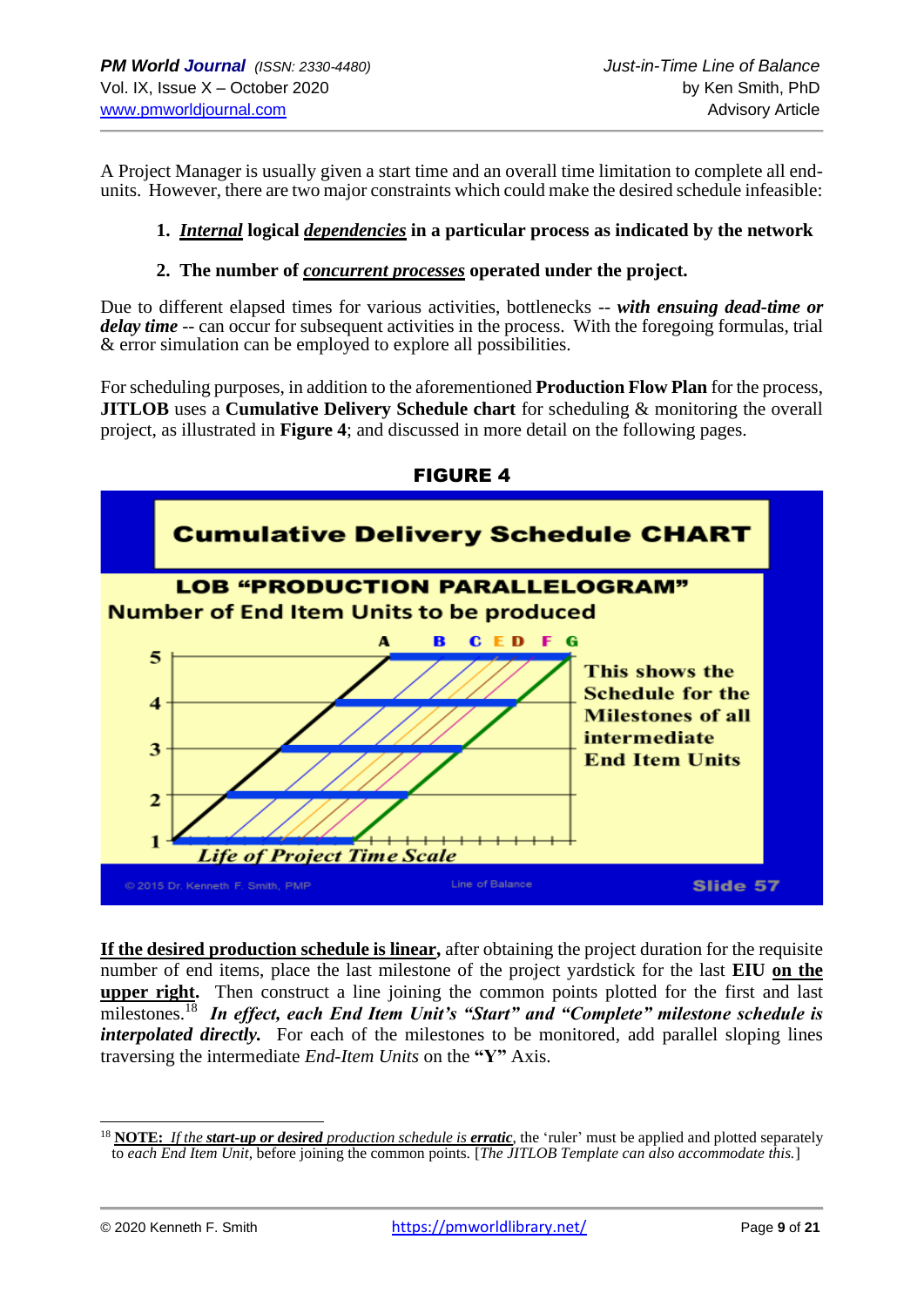A Project Manager is usually given a start time and an overall time limitation to complete all end-units. However, there are two major constraints which could make the desired schedule infeasible:

1. ***Internal* logical *dependencies* in a particular process as indicated by the network**
2. **The number of *concurrent processes* operated under the project.**

Due to different elapsed times for various activities, bottlenecks -- ***with ensuing dead-time or delay time*** -- can occur for subsequent activities in the process. With the foregoing formulas, trial & error simulation can be employed to explore all possibilities.

For scheduling purposes, in addition to the aforementioned **Production Flow Plan** for the process, **JITLOB** uses a **Cumulative Delivery Schedule chart** for scheduling & monitoring the overall project, as illustrated in **Figure 4**; and discussed in more detail on the following pages.

**FIGURE 4**

**Cumulative Delivery Schedule CHART**

**LOB "PRODUCTION PARALLELOGRAM"**

**Number of End Item Units to be produced**

**This shows the Schedule for the Milestones of all intermediate End Item Units**

***Life of Project Time Scale***

© 2015 Dr. Kenneth F. Smith, PMP — Line of Balance — Slide 57

**If the desired production schedule is linear,** after obtaining the project duration for the requisite number of end items, place the last milestone of the project yardstick for the last **EIU on the upper right.** Then construct a line joining the common points plotted for the first and last milestones.[18] ***In effect, each End Item Unit's "Start" and "Complete" milestone schedule is interpolated directly.*** For each of the milestones to be monitored, add parallel sloping lines traversing the intermediate *End-Item Units* on the **"Y"** Axis.

---

[18] **NOTE:** *If the **start-up or desired** production schedule is **erratic***, the 'ruler' must be applied and plotted separately to *each End Item Unit*, before joining the common points. [*The JITLOB Template can also accommodate this.*]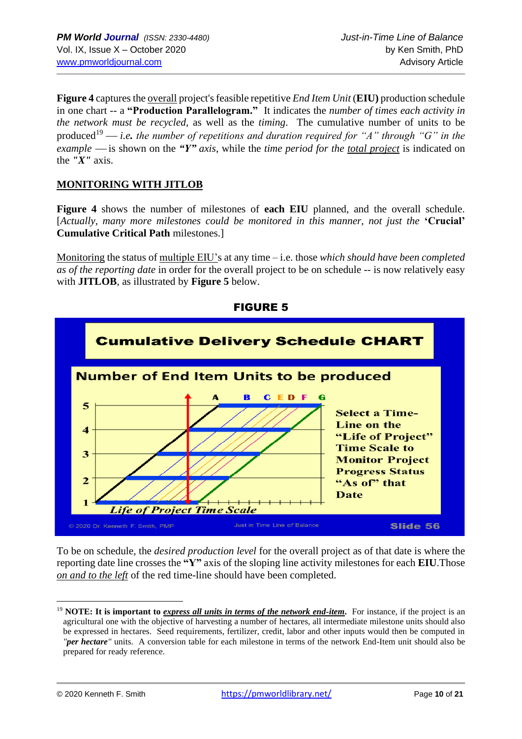**Figure 4** captures the overall project's feasible repetitive *End Item Unit* (**EIU)** production schedule in one chart -- a **"Production Parallelogram."** It indicates the *number of times each activity in the network must be recycled*, as well as the *timing*. The cumulative number of units to be produced[19] — *i.e. the number of repetitions and duration required for "A" through "G" in the example* —is shown on the ***"Y" axis***, while the *time period for the total project* is indicated on the *"X"* axis.

## MONITORING WITH JITLOB

**Figure 4** shows the number of milestones of **each EIU** planned, and the overall schedule. [*Actually, many more milestones could be monitored in this manner, not just the* **'Crucial' Cumulative Critical Path** milestones.]

Monitoring the status of multiple EIU's at any time – i.e. those *which should have been completed as of the reporting date* in order for the overall project to be on schedule -- is now relatively easy with **JITLOB**, as illustrated by **Figure 5** below.

**FIGURE 5**

**Cumulative Delivery Schedule CHART**

**Number of End Item Units to be produced**

| 5 | 4 | 3 | 2 | 1 |
|---|---|---|---|---|

A B C E D F G

*Life of Project Time Scale*

**Select a Time-Line on the "Life of Project" Time Scale to Monitor Project Progress Status "As of" that Date**

© 2020 Dr. Kenneth F. Smith, PMP — Just in Time Line of Balance — Slide 56

To be on schedule, the *desired production level* for the overall project as of that date is where the reporting date line crosses the **"Y"** axis of the sloping line activity milestones for each **EIU**.Those *on and to the left* of the red time-line should have been completed.

---

[19] **NOTE: It is important to *express all units in terms of the network end-item*.** For instance, if the project is an agricultural one with the objective of harvesting a number of hectares, all intermediate milestone units should also be expressed in hectares. Seed requirements, fertilizer, credit, labor and other inputs would then be computed in *"**per hectare**"* units. A conversion table for each milestone in terms of the network End-Item unit should also be prepared for ready reference.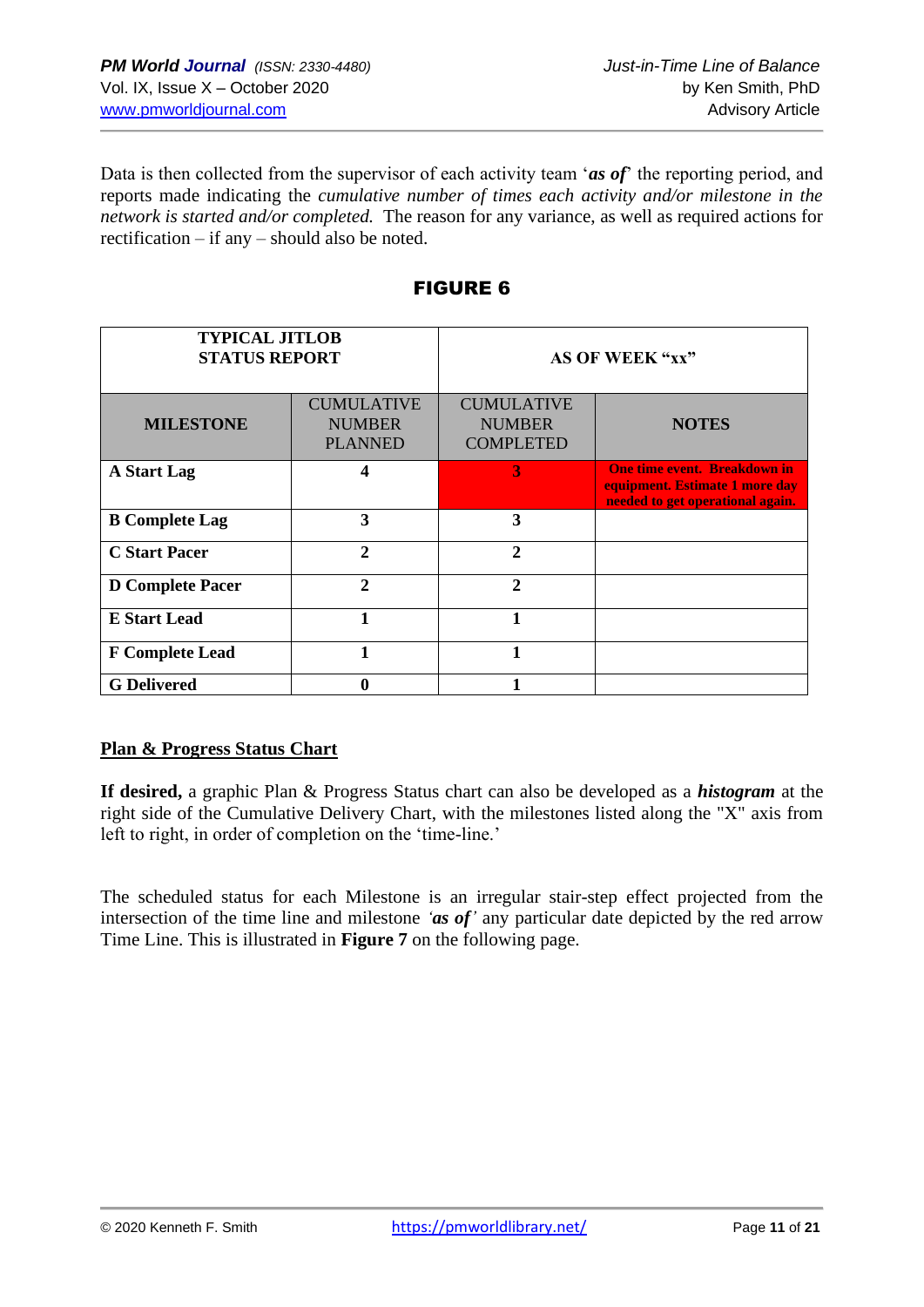Data is then collected from the supervisor of each activity team '***as of***' the reporting period, and reports made indicating the *cumulative number of times each activity and/or milestone in the network is started and/or completed.* The reason for any variance, as well as required actions for rectification – if any – should also be noted.

## FIGURE 6

| **TYPICAL JITLOB STATUS REPORT** | | **AS OF WEEK "xx"** | |
|---|---|---|---|
| **MILESTONE** | CUMULATIVE NUMBER PLANNED | CUMULATIVE NUMBER COMPLETED | **NOTES** |
| **A Start Lag** | **4** | **3** | **One time event. Breakdown in equipment. Estimate 1 more day needed to get operational again.** |
| **B Complete Lag** | **3** | **3** | |
| **C Start Pacer** | **2** | **2** | |
| **D Complete Pacer** | **2** | **2** | |
| **E Start Lead** | **1** | **1** | |
| **F Complete Lead** | **1** | **1** | |
| **G Delivered** | **0** | **1** | |

### Plan & Progress Status Chart

**If desired,** a graphic Plan & Progress Status chart can also be developed as a ***histogram*** at the right side of the Cumulative Delivery Chart, with the milestones listed along the "X" axis from left to right, in order of completion on the 'time-line.'

The scheduled status for each Milestone is an irregular stair-step effect projected from the intersection of the time line and milestone *'**as of**'* any particular date depicted by the red arrow Time Line. This is illustrated in **Figure 7** on the following page.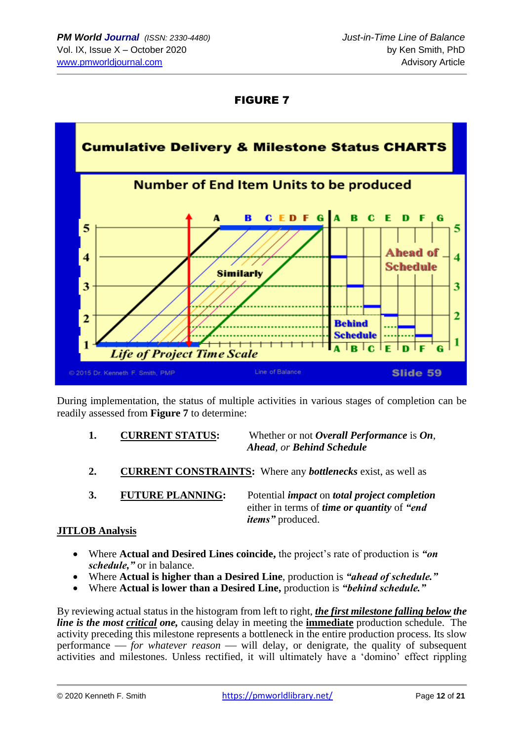**FIGURE 7**

During implementation, the status of multiple activities in various stages of completion can be readily assessed from **Figure 7** to determine:

1. **<u>CURRENT STATUS</u>:** Whether or not ***Overall Performance*** is ***On***, ***Ahead***, *or* ***Behind Schedule***

2. **<u>CURRENT CONSTRAINTS</u>:** Where any ***bottlenecks*** exist, as well as

3. **<u>FUTURE PLANNING</u>:** Potential ***impact*** on ***total project completion*** either in terms of ***time or quantity*** of ***"end items"*** produced.

**<u>JITLOB Analysis</u>**

- Where **Actual and Desired Lines coincide,** the project's rate of production is ***"on schedule,"*** or in balance.
- Where **Actual is higher than a Desired Line**, production is ***"ahead of schedule."***
- Where **Actual is lower than a Desired Line,** production is ***"behind schedule."***

By reviewing actual status in the histogram from left to right, ***<u>the first milestone falling below</u> the line is the most <u>critical</u> one,*** causing delay in meeting the **<u>immediate</u>** production schedule. The activity preceding this milestone represents a bottleneck in the entire production process. Its slow performance — *for whatever reason* — will delay, or denigrate, the quality of subsequent activities and milestones. Unless rectified, it will ultimately have a 'domino' effect rippling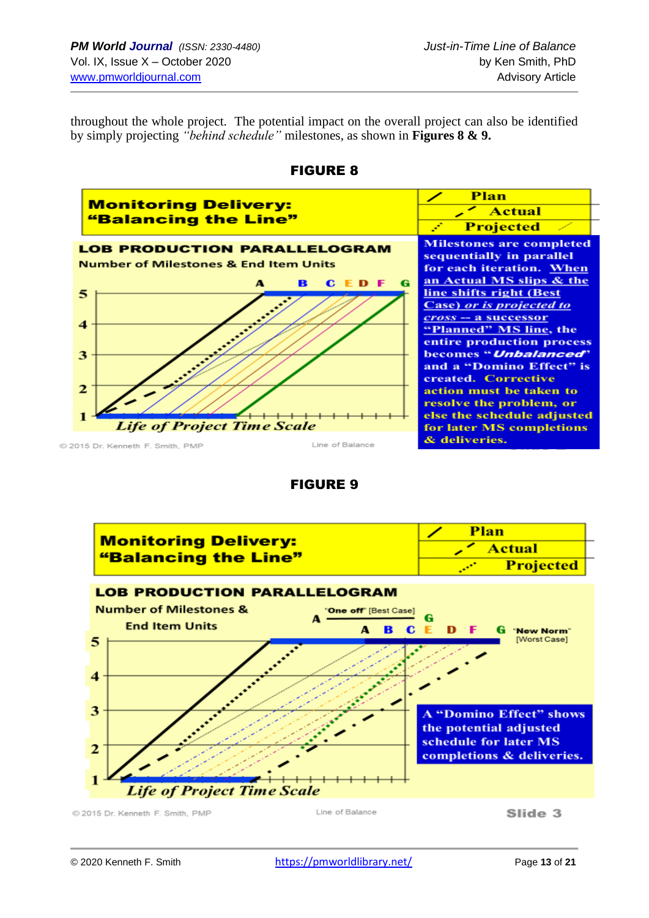throughout the whole project. The potential impact on the overall project can also be identified by simply projecting *"behind schedule"* milestones, as shown in **Figures 8 & 9.**

**FIGURE 8**

**Monitoring Delivery: "Balancing the Line"**

Plan
Actual
Projected

**LOB PRODUCTION PARALLELOGRAM**

Number of Milestones & End Item Units

A B C E D F G

5
4
3
2
1

*Life of Project Time Scale*

Milestones are completed sequentially in parallel for each iteration. When an Actual MS slips & the line shifts right (Best Case) *or is projected to cross* -- a successor "Planned" MS line, the entire production process becomes "*Unbalanced*" and a "Domino Effect" is created. Corrective action must be taken to resolve the problem, or else the schedule adjusted for later MS completions & deliveries.

© 2015 Dr. Kenneth F. Smith, PMP    Line of Balance

**FIGURE 9**

**Monitoring Delivery: "Balancing the Line"**

Plan
Actual
Projected

**LOB PRODUCTION PARALLELOGRAM**

Number of Milestones & End Item Units

A "One off" [Best Case] G

A B C E D F G "New Norm" [Worst Case]

5
4
3
2
1

*Life of Project Time Scale*

A "Domino Effect" shows the potential adjusted schedule for later MS completions & deliveries.

© 2015 Dr. Kenneth F. Smith, PMP    Line of Balance    Slide 3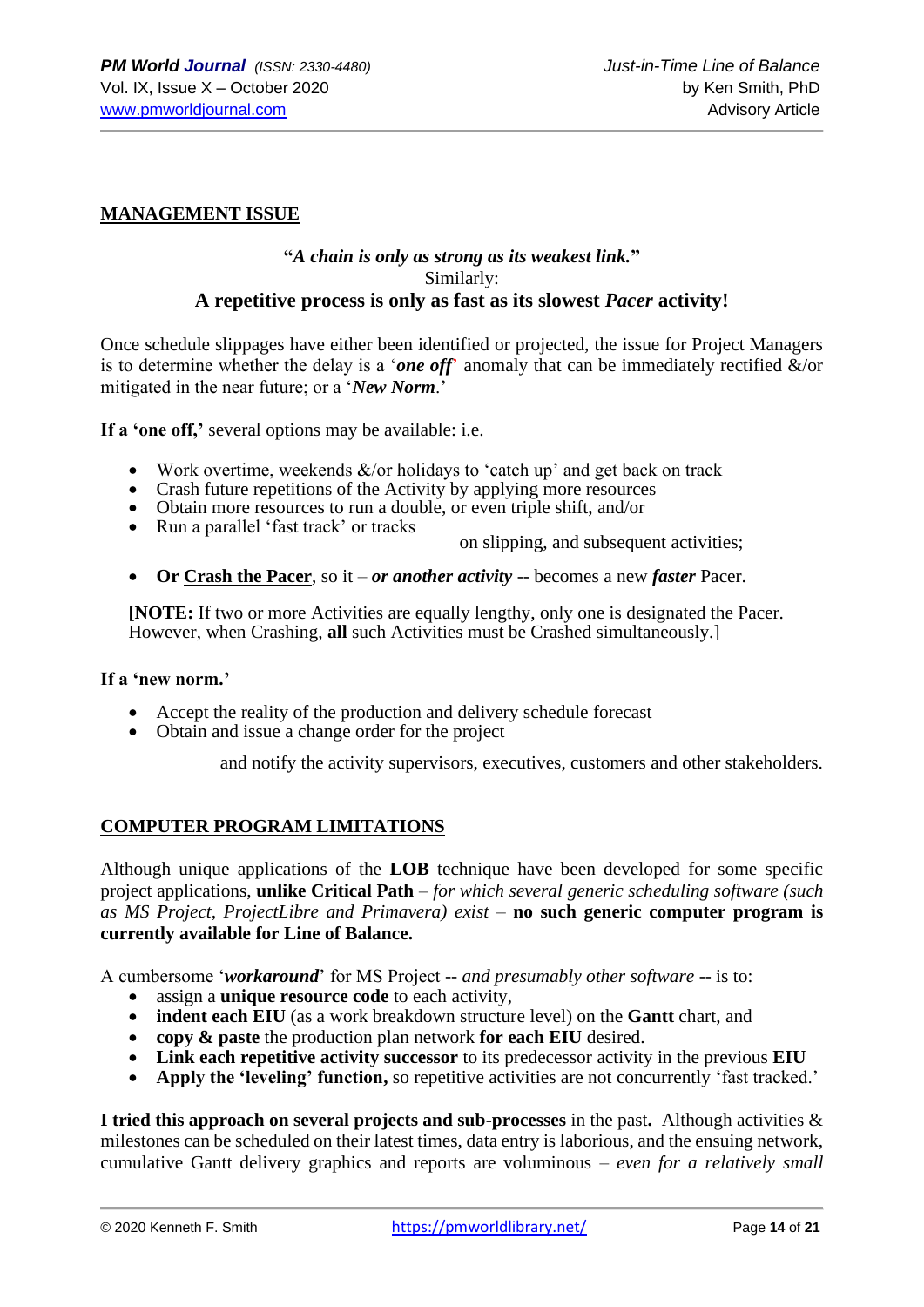## MANAGEMENT ISSUE

**"*A chain is only as strong as its weakest link.*"**
Similarly:
**A repetitive process is only as fast as its slowest *Pacer* activity!**

Once schedule slippages have either been identified or projected, the issue for Project Managers is to determine whether the delay is a '***one off***' anomaly that can be immediately rectified &/or mitigated in the near future; or a '***New Norm***.'

**If a 'one off,'** several options may be available: i.e.

- Work overtime, weekends &/or holidays to 'catch up' and get back on track
- Crash future repetitions of the Activity by applying more resources
- Obtain more resources to run a double, or even triple shift, and/or
- Run a parallel 'fast track' or tracks

on slipping, and subsequent activities;

- **Or Crash the Pacer**, so it – ***or another activity*** -- becomes a new ***faster*** Pacer.

**[NOTE:** If two or more Activities are equally lengthy, only one is designated the Pacer. However, when Crashing, **all** such Activities must be Crashed simultaneously.]

**If a 'new norm.'**

- Accept the reality of the production and delivery schedule forecast
- Obtain and issue a change order for the project

and notify the activity supervisors, executives, customers and other stakeholders.

## COMPUTER PROGRAM LIMITATIONS

Although unique applications of the **LOB** technique have been developed for some specific project applications, **unlike Critical Path** – *for which several generic scheduling software (such as MS Project, ProjectLibre and Primavera) exist* – **no such generic computer program is currently available for Line of Balance.**

A cumbersome '***workaround***' for MS Project -- *and presumably other software* -- is to:

- assign a **unique resource code** to each activity,
- **indent each EIU** (as a work breakdown structure level) on the **Gantt** chart, and
- **copy & paste** the production plan network **for each EIU** desired.
- **Link each repetitive activity successor** to its predecessor activity in the previous **EIU**
- **Apply the 'leveling' function,** so repetitive activities are not concurrently 'fast tracked.'

**I tried this approach on several projects and sub-processes** in the past**.** Although activities & milestones can be scheduled on their latest times, data entry is laborious, and the ensuing network, cumulative Gantt delivery graphics and reports are voluminous – *even for a relatively small*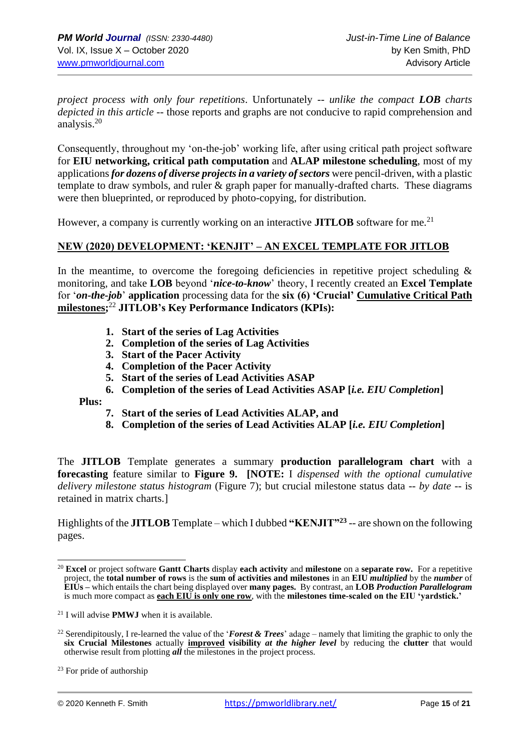*project process with only four repetitions*. Unfortunately -- *unlike the compact **LOB** charts depicted in this article* -- those reports and graphs are not conducive to rapid comprehension and analysis.[20]

Consequently, throughout my 'on-the-job' working life, after using critical path project software for **EIU networking, critical path computation** and **ALAP milestone scheduling**, most of my applications ***for dozens of diverse projects in a variety of sectors*** were pencil-driven, with a plastic template to draw symbols, and ruler & graph paper for manually-drafted charts. These diagrams were then blueprinted, or reproduced by photo-copying, for distribution.

However, a company is currently working on an interactive **JITLOB** software for me.[21]

## NEW (2020) DEVELOPMENT: 'KENJIT' – AN EXCEL TEMPLATE FOR JITLOB

In the meantime, to overcome the foregoing deficiencies in repetitive project scheduling & monitoring, and take **LOB** beyond '***nice-to-know***' theory, I recently created an **Excel Template** for '***on-the-job***' **application** processing data for the **six (6) 'Crucial' Cumulative Critical Path milestones;**[22] **JITLOB's Key Performance Indicators (KPIs):**

1. **Start of the series of Lag Activities**
2. **Completion of the series of Lag Activities**
3. **Start of the Pacer Activity**
4. **Completion of the Pacer Activity**
5. **Start of the series of Lead Activities ASAP**
6. **Completion of the series of Lead Activities ASAP [*i.e. EIU Completion*]**

**Plus:**

7. **Start of the series of Lead Activities ALAP, and**
8. **Completion of the series of Lead Activities ALAP [*i.e. EIU Completion*]**

The **JITLOB** Template generates a summary **production parallelogram chart** with a **forecasting** feature similar to **Figure 9. [NOTE:** I *dispensed with the optional cumulative delivery milestone status histogram* (Figure 7); but crucial milestone status data -- *by date* -- is retained in matrix charts.]

Highlights of the **JITLOB** Template – which I dubbed **"KENJIT"**[23] -- are shown on the following pages.

---

[20] **Excel** or project software **Gantt Charts** display **each activity** and **milestone** on a **separate row.** For a repetitive project, the **total number of rows** is the **sum of activities and milestones** in an **EIU *multiplied*** by the ***number*** of **EIUs** – which entails the chart being displayed over **many pages.** By contrast, an **LOB *Production Parallelogram*** is much more compact as **each EIU is only one row**, with the **milestones time-scaled on the EIU 'yardstick.'**

[21] I will advise **PMWJ** when it is available.

[22] Serendipitously, I re-learned the value of the '***Forest & Trees***' adage – namely that limiting the graphic to only the **six Crucial Milestones** actually **improved visibility *at the higher level*** by reducing the **clutter** that would otherwise result from plotting ***all*** the milestones in the project process.

[23] For pride of authorship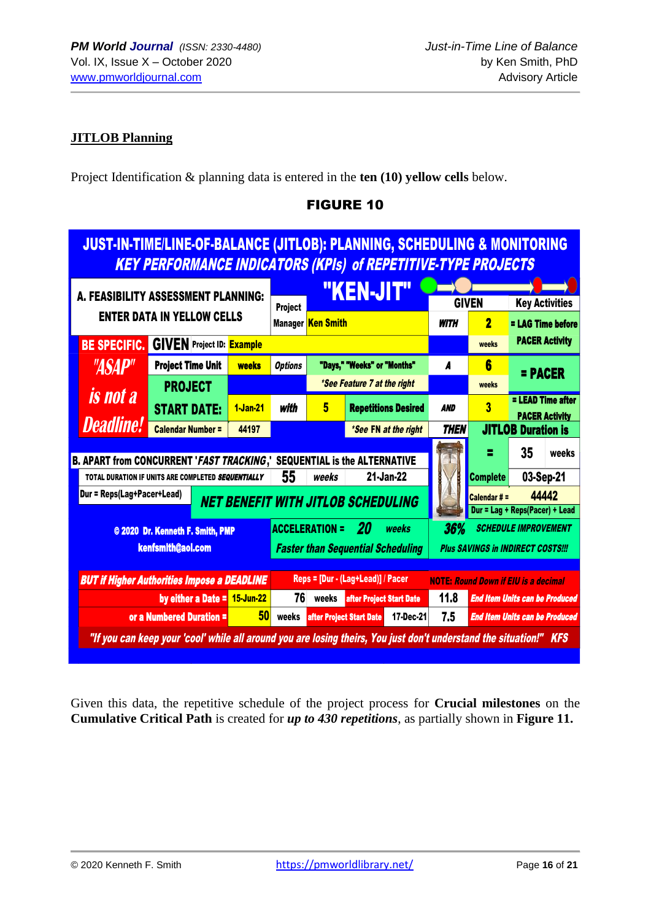## JITLOB Planning

Project Identification & planning data is entered in the **ten (10) yellow cells** below.

**FIGURE 10**

**JUST-IN-TIME/LINE-OF-BALANCE (JITLOB): PLANNING, SCHEDULING & MONITORING**
***KEY PERFORMANCE INDICATORS (KPIs) of REPETITIVE-TYPE PROJECTS***

| | | | | | | | | |
|---|---|---|---|---|---|---|---|---|
| **A. FEASIBILITY ASSESSMENT PLANNING: ENTER DATA IN YELLOW CELLS** | | Project Manager | **"KEN-JIT"** Ken Smith | | GIVEN | | Key Activities | |
| | | | | | *WITH* | 2 weeks | = LAG Time before PACER Activity | |
| **BE SPECIFIC.** | **GIVEN** Project ID: | Example | | | | | | |
| *"ASAP" is not a Deadline!* | Project Time Unit | weeks | *Options* | "Days," "Weeks" or "Months" *See Feature 7 at the right | *A* | 6 weeks | = PACER | |
| | PROJECT START DATE: | 1-Jan-21 | *with* | 5 Repetitions Desired | *AND* | 3 | = LEAD Time after PACER Activity | |
| | Calendar Number = | 44197 | | *See FN at the right | *THEN* | JITLOB Duration is | | |
| **B. APART from CONCURRENT '*FAST TRACKING*,' SEQUENTIAL is the ALTERNATIVE** | | | | | | = | 35 | weeks |
| TOTAL DURATION IF UNITS ARE COMPLETED *SEQUENTIALLY* | | 55 | *weeks* | 21-Jan-22 | | Complete | 03-Sep-21 | |
| Dur = Reps(Lag+Pacer+Lead) | | ***NET BENEFIT WITH JITLOB SCHEDULING*** | | | | Calendar # = | 44442 | |
| | | | | | | Dur = Lag + Reps(Pacer) + Lead | | |
| © 2020 Dr. Kenneth F. Smith, PMP kenfsmith@aol.com | | ACCELERATION = | 20 | weeks | *36%* | *SCHEDULE IMPROVEMENT* | | |
| | | *Faster than Sequential Scheduling* | | | *Plus SAVINGS in INDIRECT COSTS!!!* | | | |
| ***BUT if Higher Authorities Impose a DEADLINE*** | | Reps = [Dur - (Lag+Lead)] / Pacer | | | NOTE: *Round Down if EIU is a decimal* | | | |
| by either a Date = | 15-Jun-22 | 76 | weeks | after Project Start Date | 11.8 | *End Item Units can be Produced* | | |
| or a Numbered Duration = | 50 | weeks | after Project Start Date | 17-Dec-21 | 7.5 | *End Item Units can be Produced* | | |

*"If you can keep your 'cool' while all around you are losing theirs, You just don't understand the situation!" KFS*

Given this data, the repetitive schedule of the project process for **Crucial milestones** on the **Cumulative Critical Path** is created for ***up to 430 repetitions***, as partially shown in **Figure 11.**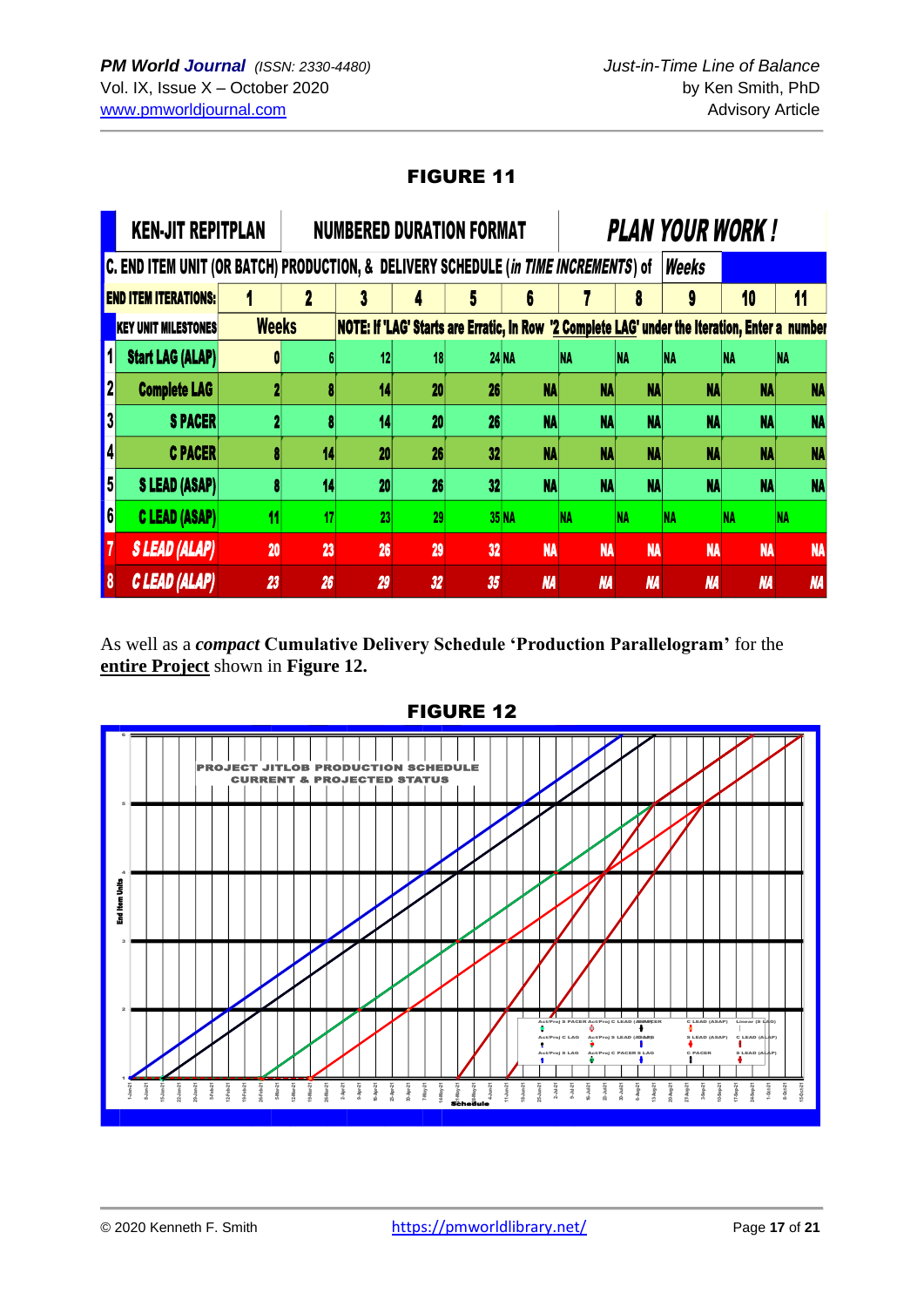## FIGURE 11

| KEN-JIT REPITPLAN | | NUMBERED DURATION FORMAT | | | | | PLAN YOUR WORK ! | | | | |
|---|---|---|---|---|---|---|---|---|---|---|---|
| C. END ITEM UNIT (OR BATCH) PRODUCTION, & DELIVERY SCHEDULE (*in TIME INCREMENTS*) of | | | | | | | | *Weeks* | | | |
| END ITEM ITERATIONS: | 1 | 2 | 3 | 4 | 5 | 6 | 7 | 8 | 9 | 10 | 11 |
| KEY UNIT MILESTONES | Weeks | | NOTE: If 'LAG' Starts are Erratic, In Row '2 Complete LAG' under the Iteration, Enter a number | | | | | | | | |
| 1 Start LAG (ALAP) | 0 | 6 | 12 | 18 | 24 | NA | NA | NA | NA | NA | NA |
| 2 Complete LAG | 2 | 8 | 14 | 20 | 26 | NA | NA | NA | NA | NA | NA |
| 3 S PACER | 2 | 8 | 14 | 20 | 26 | NA | NA | NA | NA | NA | NA |
| 4 C PACER | 8 | 14 | 20 | 26 | 32 | NA | NA | NA | NA | NA | NA |
| 5 S LEAD (ASAP) | 8 | 14 | 20 | 26 | 32 | NA | NA | NA | NA | NA | NA |
| 6 C LEAD (ASAP) | 11 | 17 | 23 | 29 | 35 | NA | NA | NA | NA | NA | NA |
| 7 S LEAD (ALAP) | 20 | 23 | 26 | 29 | 32 | NA | NA | NA | NA | NA | NA |
| 8 C LEAD (ALAP) | 23 | 26 | 29 | 32 | 35 | NA | NA | NA | NA | NA | NA |

As well as a ***compact*** **Cumulative Delivery Schedule 'Production Parallelogram'** for the **entire Project** shown in **Figure 12.**

## FIGURE 12

PROJECT JITLOB PRODUCTION SCHEDULE
CURRENT & PROJECTED STATUS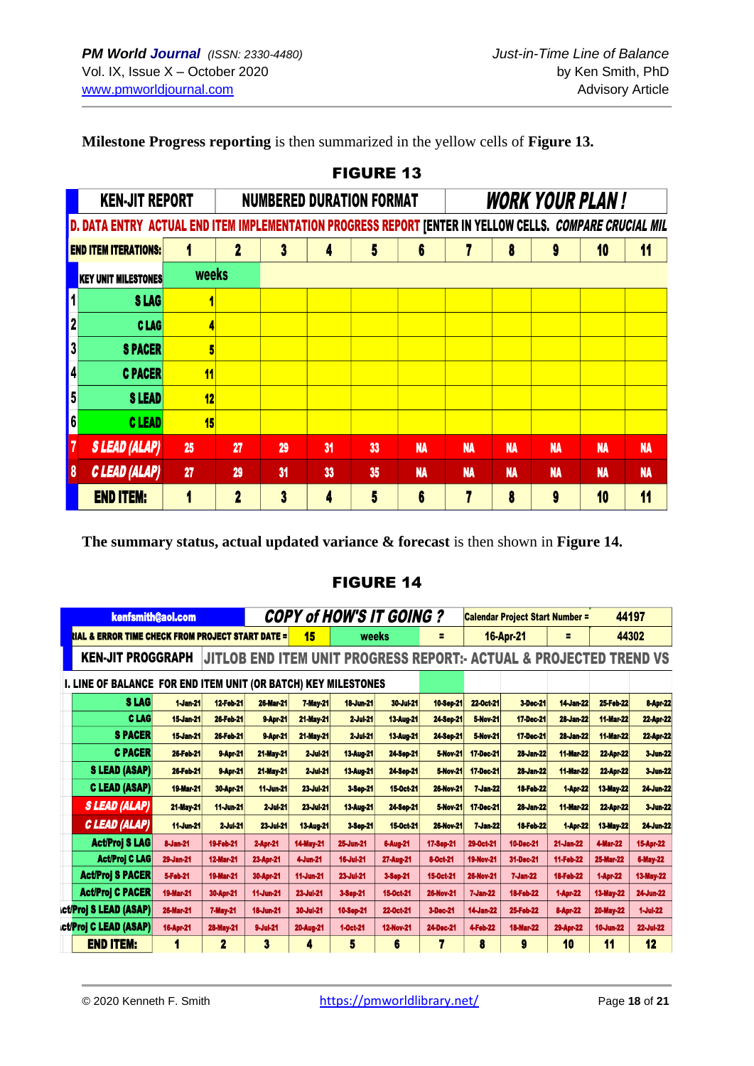**Milestone Progress reporting** is then summarized in the yellow cells of **Figure 13.**

**FIGURE 13**

| KEN-JIT REPORT | | NUMBERED DURATION FORMAT | | | | | WORK YOUR PLAN ! | | | | |
|---|---|---|---|---|---|---|---|---|---|---|---|
| D. DATA ENTRY ACTUAL END ITEM IMPLEMENTATION PROGRESS REPORT [ENTER IN YELLOW CELLS. COMPARE CRUCIAL MIL | | | | | | | | | | | |
| END ITEM ITERATIONS: | 1 | 2 | 3 | 4 | 5 | 6 | 7 | 8 | 9 | 10 | 11 |
| KEY UNIT MILESTONES | weeks | | | | | | | | | | |
| 1 S LAG | 1 | | | | | | | | | | |
| 2 C LAG | 4 | | | | | | | | | | |
| 3 S PACER | 5 | | | | | | | | | | |
| 4 C PACER | 11 | | | | | | | | | | |
| 5 S LEAD | 12 | | | | | | | | | | |
| 6 C LEAD | 15 | | | | | | | | | | |
| 7 S LEAD (ALAP) | 25 | 27 | 29 | 31 | 33 | NA | NA | NA | NA | NA | NA |
| 8 C LEAD (ALAP) | 27 | 29 | 31 | 33 | 35 | NA | NA | NA | NA | NA | NA |
| END ITEM: | 1 | 2 | 3 | 4 | 5 | 6 | 7 | 8 | 9 | 10 | 11 |

**The summary status, actual updated variance & forecast** is then shown in **Figure 14.**

**FIGURE 14**

| kenfsmith@aol.com | | | COPY of HOW'S IT GOING ? | | | | Calendar Project Start Number = | | | 44197 | |
|---|---|---|---|---|---|---|---|---|---|---|---|
| IAL & ERROR TIME CHECK FROM PROJECT START DATE = | | 15 | weeks | | = | 16-Apr-21 | | = | | 44302 | |
| KEN-JIT PROGGRAPH | JITLOB END ITEM UNIT PROGRESS REPORT:- ACTUAL & PROJECTED TREND VS | | | | | | | | | | |
| I. LINE OF BALANCE FOR END ITEM UNIT (OR BATCH) KEY MILESTONES | | | | | | | | | | | |
| S LAG | 1-Jan-21 | 12-Feb-21 | 26-Mar-21 | 7-May-21 | 18-Jun-21 | 30-Jul-21 | 10-Sep-21 | 22-Oct-21 | 3-Dec-21 | 14-Jan-22 | 25-Feb-22 | 8-Apr-22 |
| C LAG | 15-Jan-21 | 26-Feb-21 | 9-Apr-21 | 21-May-21 | 2-Jul-21 | 13-Aug-21 | 24-Sep-21 | 5-Nov-21 | 17-Dec-21 | 28-Jan-22 | 11-Mar-22 | 22-Apr-22 |
| S PACER | 15-Jan-21 | 26-Feb-21 | 9-Apr-21 | 21-May-21 | 2-Jul-21 | 13-Aug-21 | 24-Sep-21 | 5-Nov-21 | 17-Dec-21 | 28-Jan-22 | 11-Mar-22 | 22-Apr-22 |
| C PACER | 26-Feb-21 | 9-Apr-21 | 21-May-21 | 2-Jul-21 | 13-Aug-21 | 24-Sep-21 | 5-Nov-21 | 17-Dec-21 | 28-Jan-22 | 11-Mar-22 | 22-Apr-22 | 3-Jun-22 |
| S LEAD (ASAP) | 26-Feb-21 | 9-Apr-21 | 21-May-21 | 2-Jul-21 | 13-Aug-21 | 24-Sep-21 | 5-Nov-21 | 17-Dec-21 | 28-Jan-22 | 11-Mar-22 | 22-Apr-22 | 3-Jun-22 |
| C LEAD (ASAP) | 19-Mar-21 | 30-Apr-21 | 11-Jun-21 | 23-Jul-21 | 3-Sep-21 | 15-Oct-21 | 26-Nov-21 | 7-Jan-22 | 18-Feb-22 | 1-Apr-22 | 13-May-22 | 24-Jun-22 |
| S LEAD (ALAP) | 21-May-21 | 11-Jun-21 | 2-Jul-21 | 23-Jul-21 | 13-Aug-21 | 24-Sep-21 | 5-Nov-21 | 17-Dec-21 | 28-Jan-22 | 11-Mar-22 | 22-Apr-22 | 3-Jun-22 |
| C LEAD (ALAP) | 11-Jun-21 | 2-Jul-21 | 23-Jul-21 | 13-Aug-21 | 3-Sep-21 | 15-Oct-21 | 26-Nov-21 | 7-Jan-22 | 18-Feb-22 | 1-Apr-22 | 13-May-22 | 24-Jun-22 |
| Act/Proj S LAG | 8-Jan-21 | 19-Feb-21 | 2-Apr-21 | 14-May-21 | 25-Jun-21 | 6-Aug-21 | 17-Sep-21 | 29-Oct-21 | 10-Dec-21 | 21-Jan-22 | 4-Mar-22 | 15-Apr-22 |
| Act/Proj C LAG | 29-Jan-21 | 12-Mar-21 | 23-Apr-21 | 4-Jun-21 | 16-Jul-21 | 27-Aug-21 | 8-Oct-21 | 19-Nov-21 | 31-Dec-21 | 11-Feb-22 | 25-Mar-22 | 6-May-22 |
| Act/Proj S PACER | 5-Feb-21 | 19-Mar-21 | 30-Apr-21 | 11-Jun-21 | 23-Jul-21 | 3-Sep-21 | 15-Oct-21 | 26-Nov-21 | 7-Jan-22 | 18-Feb-22 | 1-Apr-22 | 13-May-22 |
| Act/Proj C PACER | 19-Mar-21 | 30-Apr-21 | 11-Jun-21 | 23-Jul-21 | 3-Sep-21 | 15-Oct-21 | 26-Nov-21 | 7-Jan-22 | 18-Feb-22 | 1-Apr-22 | 13-May-22 | 24-Jun-22 |
| Act/Proj S LEAD (ASAP) | 26-Mar-21 | 7-May-21 | 18-Jun-21 | 30-Jul-21 | 10-Sep-21 | 22-Oct-21 | 3-Dec-21 | 14-Jan-22 | 25-Feb-22 | 8-Apr-22 | 20-May-22 | 1-Jul-22 |
| Act/Proj C LEAD (ASAP) | 16-Apr-21 | 28-May-21 | 9-Jul-21 | 20-Aug-21 | 1-Oct-21 | 12-Nov-21 | 24-Dec-21 | 4-Feb-22 | 18-Mar-22 | 29-Apr-22 | 10-Jun-22 | 22-Jul-22 |
| END ITEM: | 1 | 2 | 3 | 4 | 5 | 6 | 7 | 8 | 9 | 10 | 11 | 12 |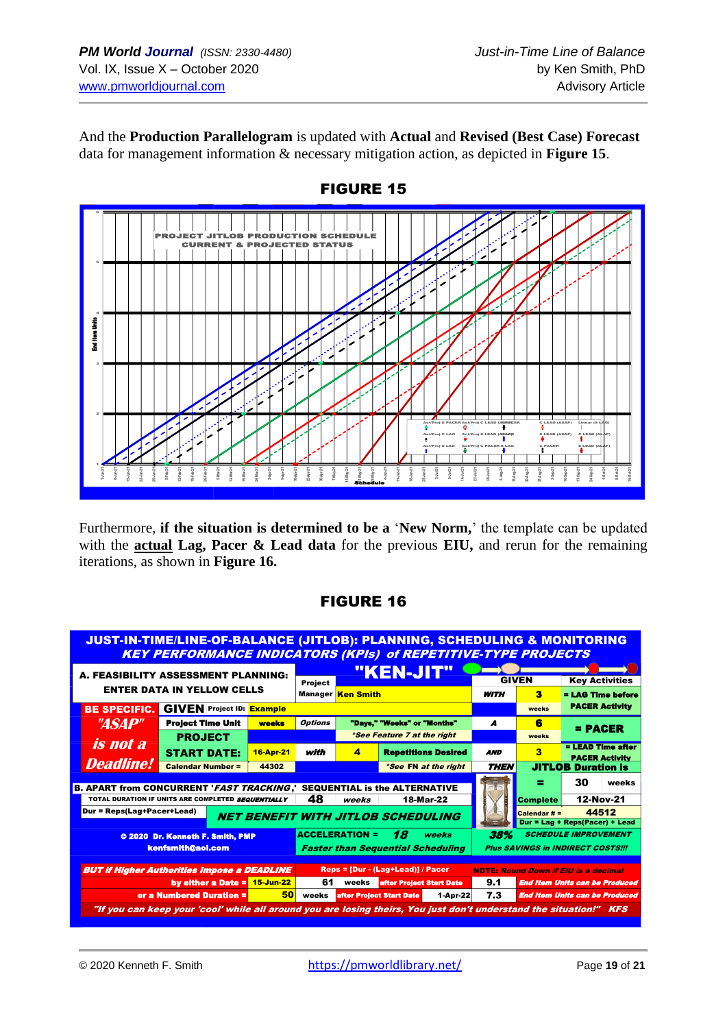And the **Production Parallelogram** is updated with **Actual** and **Revised (Best Case) Forecast** data for management information & necessary mitigation action, as depicted in **Figure 15**.

**FIGURE 15**

PROJECT JITLOB PRODUCTION SCHEDULE
CURRENT & PROJECTED STATUS

Furthermore, **if the situation is determined to be a** '**New Norm,**' the template can be updated with the **actual** **Lag, Pacer & Lead data** for the previous **EIU,** and rerun for the remaining iterations, as shown in **Figure 16.**

**FIGURE 16**

**JUST-IN-TIME/LINE-OF-BALANCE (JITLOB): PLANNING, SCHEDULING & MONITORING**
***KEY PERFORMANCE INDICATORS (KPIs) of REPETITIVE-TYPE PROJECTS***

**"KEN-JIT"**

| | | | | | |
|---|---|---|---|---|---|
| **A. FEASIBILITY ASSESSMENT PLANNING: ENTER DATA IN YELLOW CELLS** | Project Manager | Ken Smith | **GIVEN** | | **Key Activities** |
| **BE SPECIFIC.** | **GIVEN** Project ID: | Example | *WITH* | 3 weeks | = LAG Time before PACER Activity |
| *"ASAP" is not a Deadline!* | Project Time Unit | weeks | Options | "Days," "Weeks" or "Months" *See Feature 7 at the right | *A* | 6 weeks | = PACER |
| | PROJECT START DATE: | 16-Apr-21 | *with* 4 Repetitions Desired | *AND* | 3 | = LEAD Time after PACER Activity |
| | Calendar Number = | 44302 | *See FN at the right | *THEN* | **JITLOB Duration is** |

| | | | | |
|---|---|---|---|---|
| **B. APART from CONCURRENT '*FAST TRACKING*,' SEQUENTIAL is the ALTERNATIVE** | | | = | 30 weeks |
| TOTAL DURATION IF UNITS ARE COMPLETED *SEQUENTIALLY* | 48 weeks | 18-Mar-22 | Complete | 12-Nov-21 |
| Dur = Reps(Lag+Pacer+Lead) | ***NET BENEFIT WITH JITLOB SCHEDULING*** | | Calendar # = | 44512 |
| | | | | Dur = Lag + Reps(Pacer) + Lead |
| © 2020 Dr. Kenneth F. Smith, PMP kenfsmith@aol.com | ACCELERATION = 18 weeks *Faster than Sequential Scheduling* | | 38% | *SCHEDULE IMPROVEMENT Plus SAVINGS in INDIRECT COSTS!!!* |

| | | | | |
|---|---|---|---|---|
| ***BUT if Higher Authorities Impose a DEADLINE*** | Reps = [Dur - (Lag+Lead)] / Pacer | | NOTE: *Round Down if EIU is a decimal* | |
| by either a Date = 15-Jun-22 | 61 weeks | after Project Start Date | 9.1 | *End Item Units can be Produced* |
| or a Numbered Duration = 50 | weeks after Project Start Date | 1-Apr-22 | 7.3 | *End Item Units can be Produced* |

*"If you can keep your 'cool' while all around you are losing theirs, You just don't understand the situation!"* KFS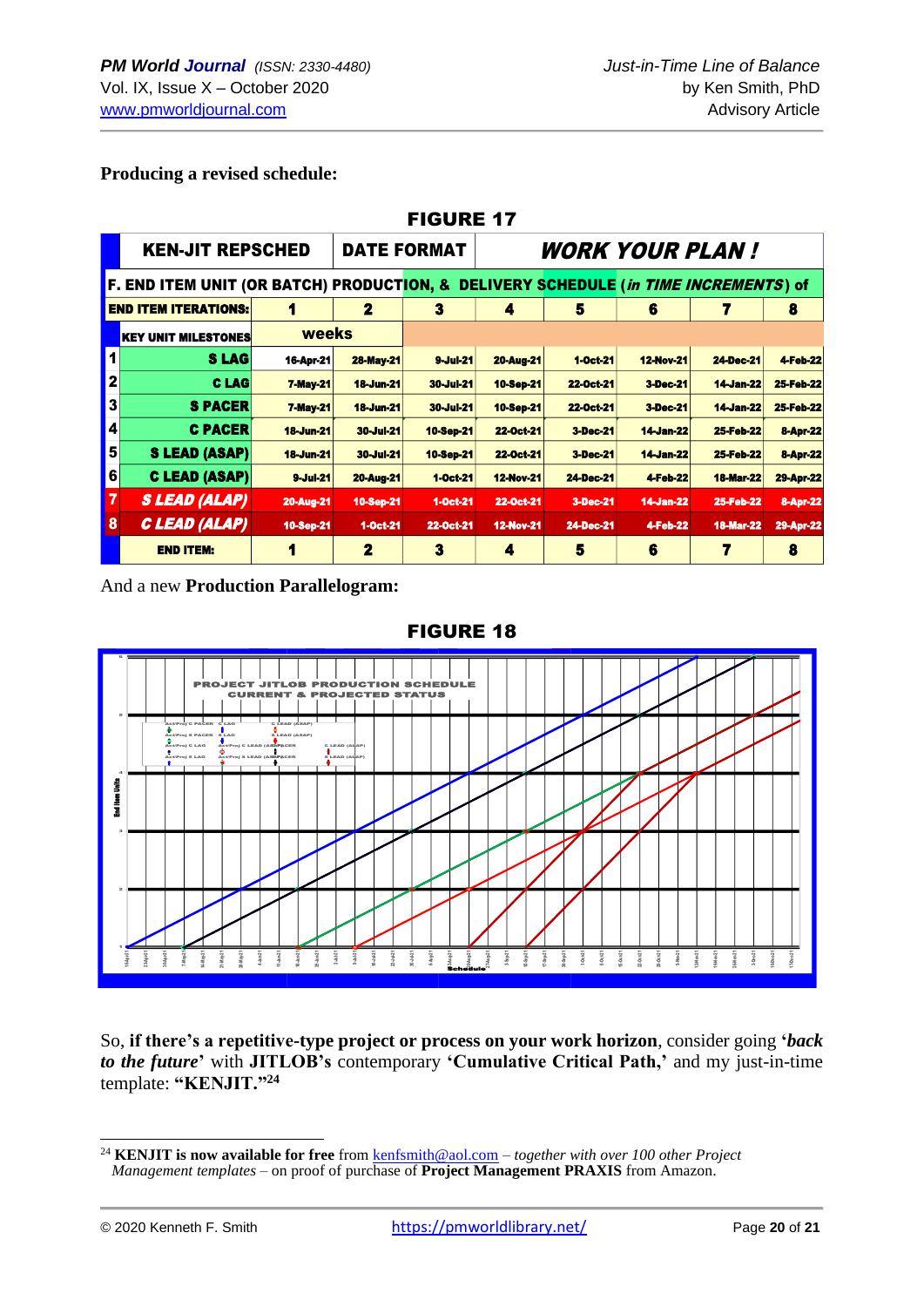**Producing a revised schedule:**

**FIGURE 17**

| | KEN-JIT REPSCHED | DATE FORMAT | | WORK YOUR PLAN ! | | | | |
|---|---|---|---|---|---|---|---|---|
| | **F. END ITEM UNIT (OR BATCH) PRODUCTION, & DELIVERY SCHEDULE (*in TIME INCREMENTS*) of** | | | | | | | |
| | **END ITEM ITERATIONS:** | **1** | **2** | **3** | **4** | **5** | **6** | **7** | **8** |
| | **KEY UNIT MILESTONES** | weeks | | | | | | | |
| 1 | S LAG | 16-Apr-21 | 28-May-21 | 9-Jul-21 | 20-Aug-21 | 1-Oct-21 | 12-Nov-21 | 24-Dec-21 | 4-Feb-22 |
| 2 | C LAG | 7-May-21 | 18-Jun-21 | 30-Jul-21 | 10-Sep-21 | 22-Oct-21 | 3-Dec-21 | 14-Jan-22 | 25-Feb-22 |
| 3 | S PACER | 7-May-21 | 18-Jun-21 | 30-Jul-21 | 10-Sep-21 | 22-Oct-21 | 3-Dec-21 | 14-Jan-22 | 25-Feb-22 |
| 4 | C PACER | 18-Jun-21 | 30-Jul-21 | 10-Sep-21 | 22-Oct-21 | 3-Dec-21 | 14-Jan-22 | 25-Feb-22 | 8-Apr-22 |
| 5 | S LEAD (ASAP) | 18-Jun-21 | 30-Jul-21 | 10-Sep-21 | 22-Oct-21 | 3-Dec-21 | 14-Jan-22 | 25-Feb-22 | 8-Apr-22 |
| 6 | C LEAD (ASAP) | 9-Jul-21 | 20-Aug-21 | 1-Oct-21 | 12-Nov-21 | 24-Dec-21 | 4-Feb-22 | 18-Mar-22 | 29-Apr-22 |
| 7 | *S LEAD (ALAP)* | 20-Aug-21 | 10-Sep-21 | 1-Oct-21 | 22-Oct-21 | 3-Dec-21 | 14-Jan-22 | 25-Feb-22 | 8-Apr-22 |
| 8 | *C LEAD (ALAP)* | 10-Sep-21 | 1-Oct-21 | 22-Oct-21 | 12-Nov-21 | 24-Dec-21 | 4-Feb-22 | 18-Mar-22 | 29-Apr-22 |
| | **END ITEM:** | **1** | **2** | **3** | **4** | **5** | **6** | **7** | **8** |

And a new **Production Parallelogram:**

**FIGURE 18**

So, **if there's a repetitive-type project or process on your work horizon**, consider going **'*back to the future*'** with **JITLOB's** contemporary **'Cumulative Critical Path,'** and my just-in-time template: **"KENJIT."**[24]

---

[24] **KENJIT is now available for free** from kenfsmith@aol.com – *together with over 100 other Project Management templates* – on proof of purchase of **Project Management PRAXIS** from Amazon.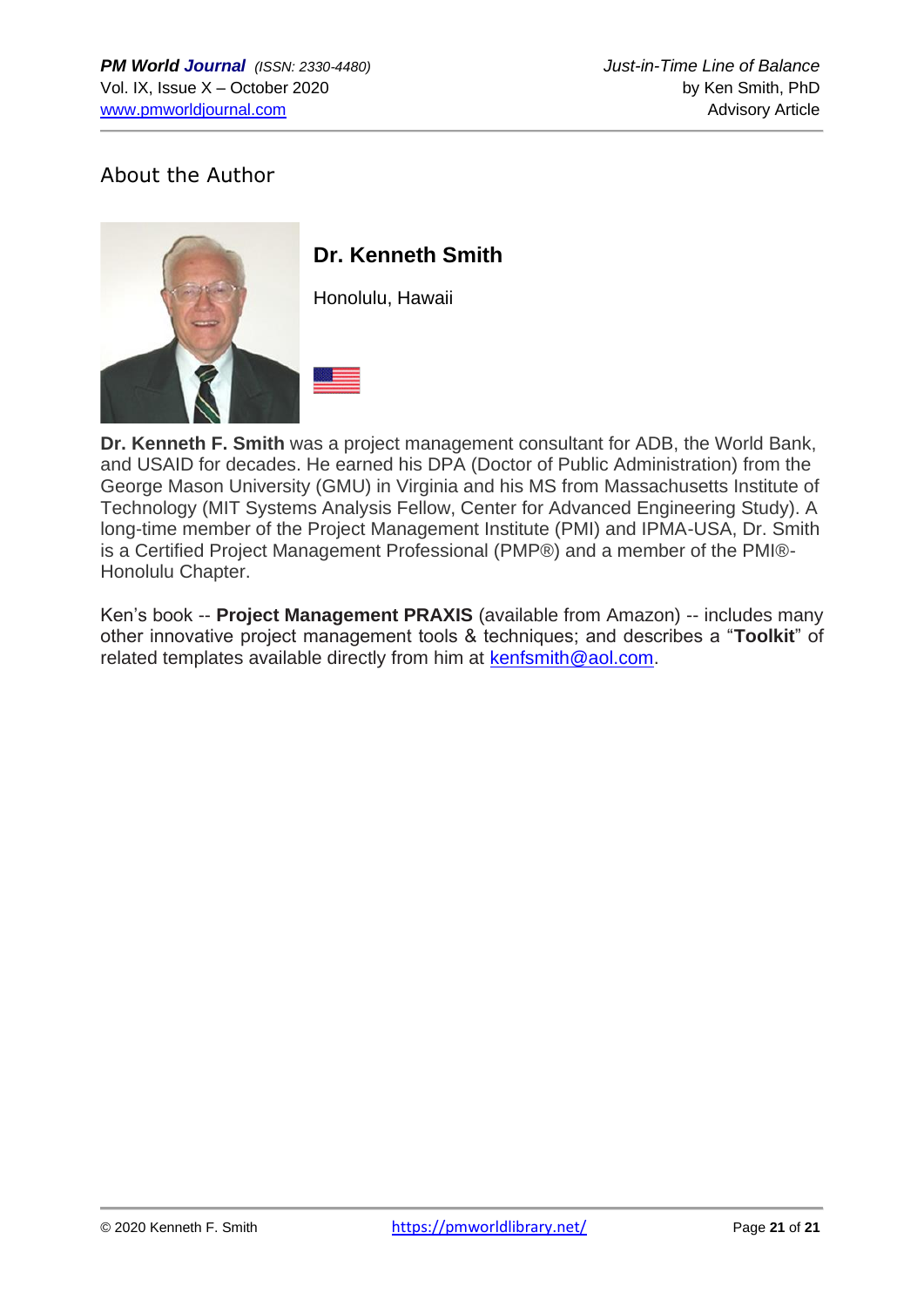## About the Author

### Dr. Kenneth Smith

Honolulu, Hawaii

**Dr. Kenneth F. Smith** was a project management consultant for ADB, the World Bank, and USAID for decades. He earned his DPA (Doctor of Public Administration) from the George Mason University (GMU) in Virginia and his MS from Massachusetts Institute of Technology (MIT Systems Analysis Fellow, Center for Advanced Engineering Study). A long-time member of the Project Management Institute (PMI) and IPMA-USA, Dr. Smith is a Certified Project Management Professional (PMP®) and a member of the PMI®-Honolulu Chapter.

Ken's book -- **Project Management PRAXIS** (available from Amazon) -- includes many other innovative project management tools & techniques; and describes a "**Toolkit**" of related templates available directly from him at kenfsmith@aol.com.